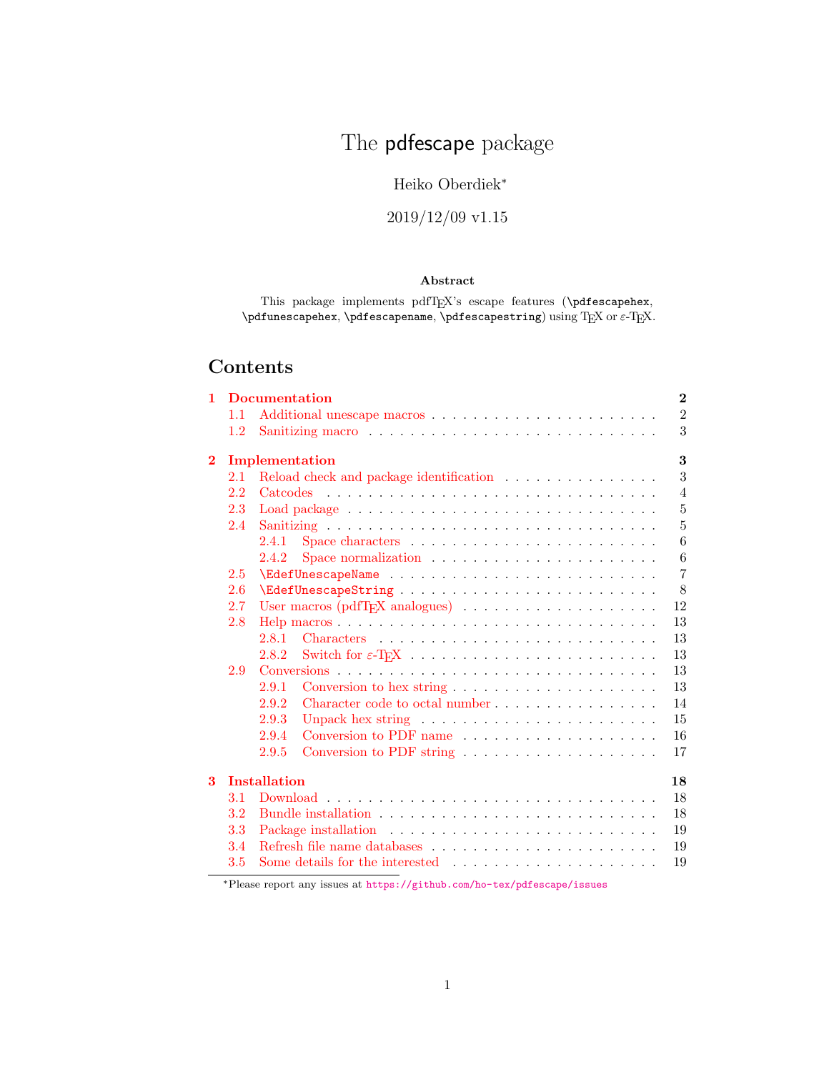# The pdfescape package

Heiko Oberdiek*

2019/12/09 v1.15

### Abstract

This package implements pdfTEX's escape features (`\pdfescapehex`, `\pdfunescapehex`, `\pdfescapename`, `\pdfescapestring`) using TEX or ε-TEX.

## Contents

- **1 Documentation** — 2
  - 1.1 Additional unescape macros — 2
  - 1.2 Sanitizing macro — 3
- **2 Implementation** — 3
  - 2.1 Reload check and package identification — 3
  - 2.2 Catcodes — 4
  - 2.3 Load package — 5
  - 2.4 Sanitizing — 5
    - 2.4.1 Space characters — 6
    - 2.4.2 Space normalization — 6
  - 2.5 `\EdefUnescapeName` — 7
  - 2.6 `\EdefUnescapeString` — 8
  - 2.7 User macros (pdfTEX analogues) — 12
  - 2.8 Help macros — 13
    - 2.8.1 Characters — 13
    - 2.8.2 Switch for ε-TEX — 13
  - 2.9 Conversions — 13
    - 2.9.1 Conversion to hex string — 13
    - 2.9.2 Character code to octal number — 14
    - 2.9.3 Unpack hex string — 15
    - 2.9.4 Conversion to PDF name — 16
    - 2.9.5 Conversion to PDF string — 17
- **3 Installation** — 18
  - 3.1 Download — 18
  - 3.2 Bundle installation — 18
  - 3.3 Package installation — 19
  - 3.4 Refresh file name databases — 19
  - 3.5 Some details for the interested — 19

*Please report any issues at https://github.com/ho-tex/pdfescape/issues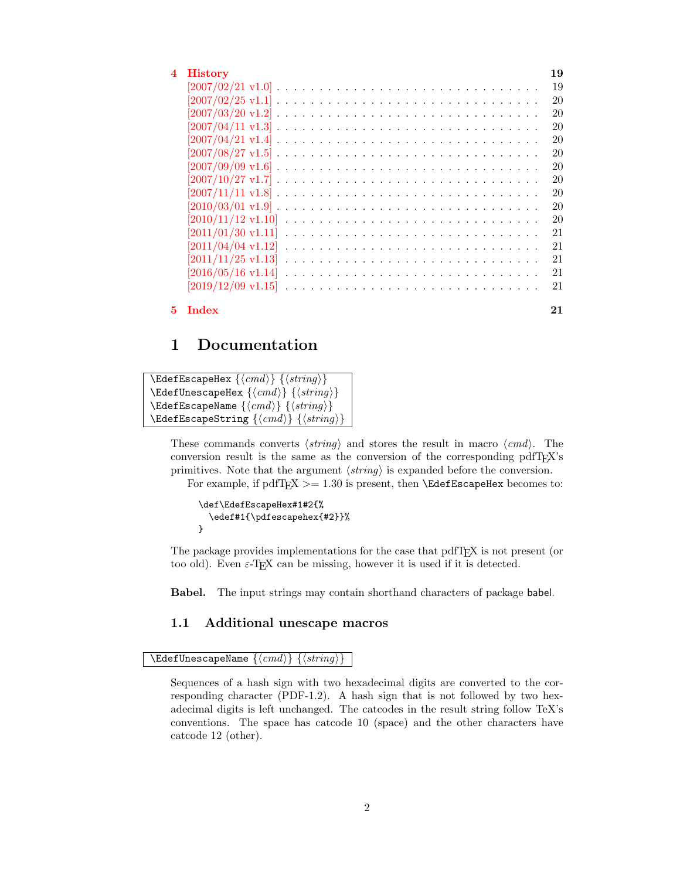**4 History** **19**

[2007/02/21 v1.0] . . . . . . . . . . . . . . . . . . . . . . . . . . . . . . . 19
[2007/02/25 v1.1] . . . . . . . . . . . . . . . . . . . . . . . . . . . . . . . 20
[2007/03/20 v1.2] . . . . . . . . . . . . . . . . . . . . . . . . . . . . . . . 20
[2007/04/11 v1.3] . . . . . . . . . . . . . . . . . . . . . . . . . . . . . . . 20
[2007/04/21 v1.4] . . . . . . . . . . . . . . . . . . . . . . . . . . . . . . . 20
[2007/08/27 v1.5] . . . . . . . . . . . . . . . . . . . . . . . . . . . . . . . 20
[2007/09/09 v1.6] . . . . . . . . . . . . . . . . . . . . . . . . . . . . . . . 20
[2007/10/27 v1.7] . . . . . . . . . . . . . . . . . . . . . . . . . . . . . . . 20
[2007/11/11 v1.8] . . . . . . . . . . . . . . . . . . . . . . . . . . . . . . . 20
[2010/03/01 v1.9] . . . . . . . . . . . . . . . . . . . . . . . . . . . . . . . 20
[2010/11/12 v1.10] . . . . . . . . . . . . . . . . . . . . . . . . . . . . . . 20
[2011/01/30 v1.11] . . . . . . . . . . . . . . . . . . . . . . . . . . . . . . 21
[2011/04/04 v1.12] . . . . . . . . . . . . . . . . . . . . . . . . . . . . . . 21
[2011/11/25 v1.13] . . . . . . . . . . . . . . . . . . . . . . . . . . . . . . 21
[2016/05/16 v1.14] . . . . . . . . . . . . . . . . . . . . . . . . . . . . . . 21
[2019/12/09 v1.15] . . . . . . . . . . . . . . . . . . . . . . . . . . . . . . 21

**5 Index** **21**

# 1 Documentation

```
\EdefEscapeHex {⟨cmd⟩} {⟨string⟩}
\EdefUnescapeHex {⟨cmd⟩} {⟨string⟩}
\EdefEscapeName {⟨cmd⟩} {⟨string⟩}
\EdefEscapeString {⟨cmd⟩} {⟨string⟩}
```

These commands converts ⟨*string*⟩ and stores the result in macro ⟨*cmd*⟩. The conversion result is the same as the conversion of the corresponding pdfTEX's primitives. Note that the argument ⟨*string*⟩ is expanded before the conversion.

For example, if pdfTEX >= 1.30 is present, then `\EdefEscapeHex` becomes to:

```
\def\EdefEscapeHex#1#2{%
  \edef#1{\pdfescapehex{#2}}%
}
```

The package provides implementations for the case that pdfTEX is not present (or too old). Even ε-TEX can be missing, however it is used if it is detected.

**Babel.** The input strings may contain shorthand characters of package babel.

## 1.1 Additional unescape macros

```
\EdefUnescapeName {⟨cmd⟩} {⟨string⟩}
```

Sequences of a hash sign with two hexadecimal digits are converted to the corresponding character (PDF-1.2). A hash sign that is not followed by two hexadecimal digits is left unchanged. The catcodes in the result string follow TeX's conventions. The space has catcode 10 (space) and the other characters have catcode 12 (other).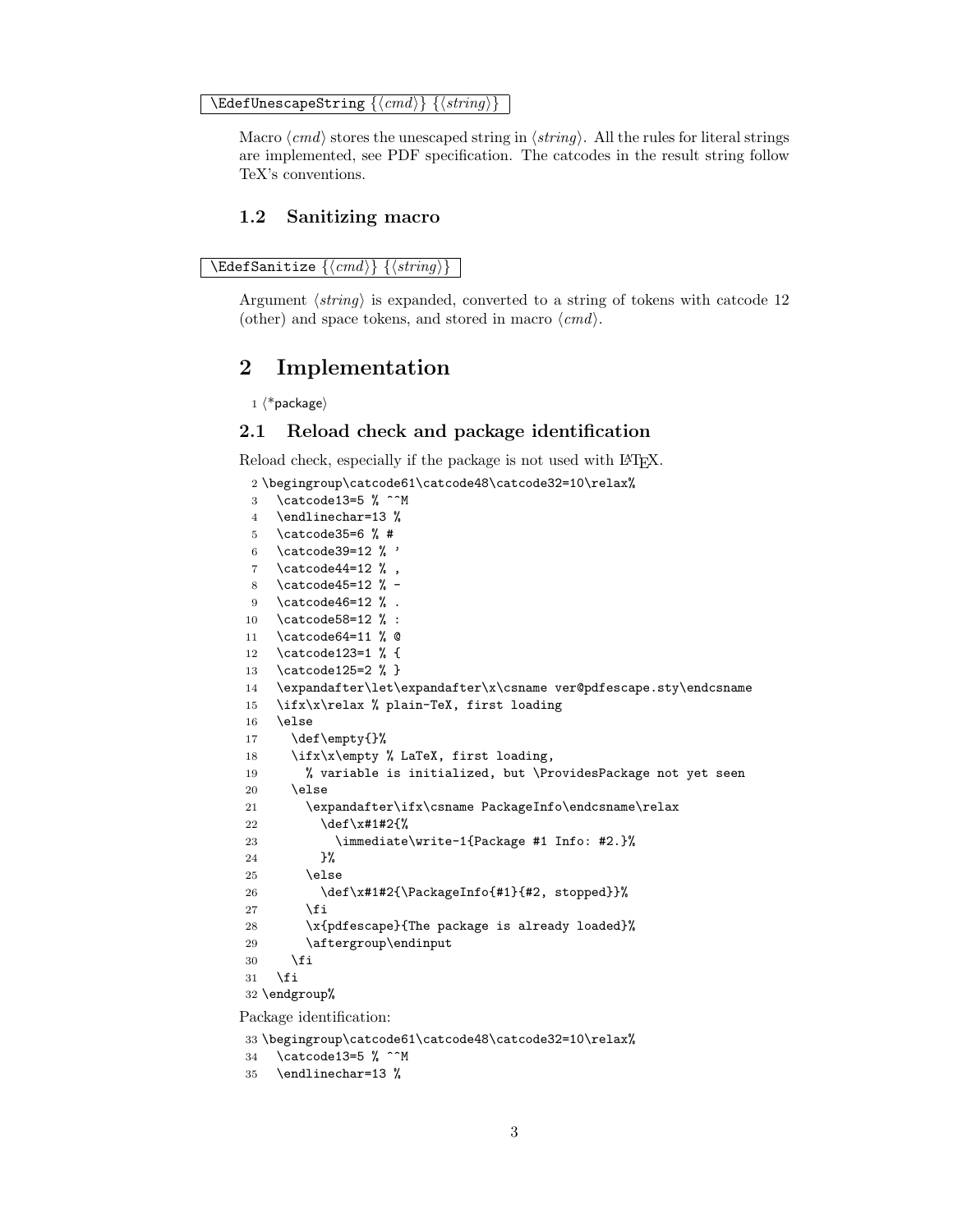`\EdefUnescapeString {⟨cmd⟩} {⟨string⟩}`

Macro ⟨*cmd*⟩ stores the unescaped string in ⟨*string*⟩. All the rules for literal strings are implemented, see PDF specification. The catcodes in the result string follow TeX's conventions.

### 1.2 Sanitizing macro

`\EdefSanitize {⟨cmd⟩} {⟨string⟩}`

Argument ⟨*string*⟩ is expanded, converted to a string of tokens with catcode 12 (other) and space tokens, and stored in macro ⟨*cmd*⟩.

## 2 Implementation

```
1 ⟨*package⟩
```

### 2.1 Reload check and package identification

Reload check, especially if the package is not used with LaTeX.

```
2 \begingroup\catcode61\catcode48\catcode32=10\relax%
3   \catcode13=5 % ^^M
4   \endlinechar=13 %
5   \catcode35=6 % #
6   \catcode39=12 % '
7   \catcode44=12 % ,
8   \catcode45=12 % -
9   \catcode46=12 % .
10  \catcode58=12 % :
11  \catcode64=11 % @
12  \catcode123=1 % {
13  \catcode125=2 % }
14  \expandafter\let\expandafter\x\csname ver@pdfescape.sty\endcsname
15  \ifx\x\relax % plain-TeX, first loading
16  \else
17    \def\empty{}%
18    \ifx\x\empty % LaTeX, first loading,
19      % variable is initialized, but \ProvidesPackage not yet seen
20    \else
21      \expandafter\ifx\csname PackageInfo\endcsname\relax
22        \def\x#1#2{%
23          \immediate\write-1{Package #1 Info: #2.}%
24        }%
25      \else
26        \def\x#1#2{\PackageInfo{#1}{#2, stopped}}%
27      \fi
28      \x{pdfescape}{The package is already loaded}%
29      \aftergroup\endinput
30    \fi
31  \fi
32 \endgroup%
```

Package identification:

```
33 \begingroup\catcode61\catcode48\catcode32=10\relax%
34   \catcode13=5 % ^^M
35   \endlinechar=13 %
```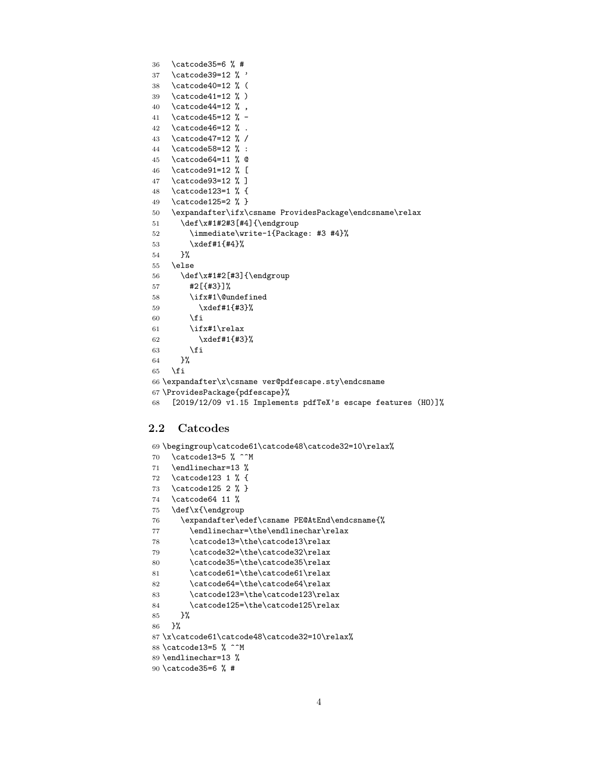```
36   \catcode35=6 % #
37   \catcode39=12 % '
38   \catcode40=12 % (
39   \catcode41=12 % )
40   \catcode44=12 % ,
41   \catcode45=12 % -
42   \catcode46=12 % .
43   \catcode47=12 % /
44   \catcode58=12 % :
45   \catcode64=11 % @
46   \catcode91=12 % [
47   \catcode93=12 % ]
48   \catcode123=1 % {
49   \catcode125=2 % }
50   \expandafter\ifx\csname ProvidesPackage\endcsname\relax
51     \def\x#1#2#3[#4]{\endgroup
52       \immediate\write-1{Package: #3 #4}%
53       \xdef#1{#4}%
54     }%
55   \else
56     \def\x#1#2[#3]{\endgroup
57       #2[{#3}]%
58       \ifx#1\@undefined
59         \xdef#1{#3}%
60       \fi
61       \ifx#1\relax
62         \xdef#1{#3}%
63       \fi
64     }%
65   \fi
66 \expandafter\x\csname ver@pdfescape.sty\endcsname
67 \ProvidesPackage{pdfescape}%
68   [2019/12/09 v1.15 Implements pdfTeX's escape features (HO)]%
```

## 2.2 Catcodes

```
69 \begingroup\catcode61\catcode48\catcode32=10\relax%
70   \catcode13=5 % ^^M
71   \endlinechar=13 %
72   \catcode123 1 % {
73   \catcode125 2 % }
74   \catcode64 11 %
75   \def\x{\endgroup
76     \expandafter\edef\csname PE@AtEnd\endcsname{%
77       \endlinechar=\the\endlinechar\relax
78       \catcode13=\the\catcode13\relax
79       \catcode32=\the\catcode32\relax
80       \catcode35=\the\catcode35\relax
81       \catcode61=\the\catcode61\relax
82       \catcode64=\the\catcode64\relax
83       \catcode123=\the\catcode123\relax
84       \catcode125=\the\catcode125\relax
85     }%
86   }%
87 \x\catcode61\catcode48\catcode32=10\relax%
88 \catcode13=5 % ^^M
89 \endlinechar=13 %
90 \catcode35=6 % #
```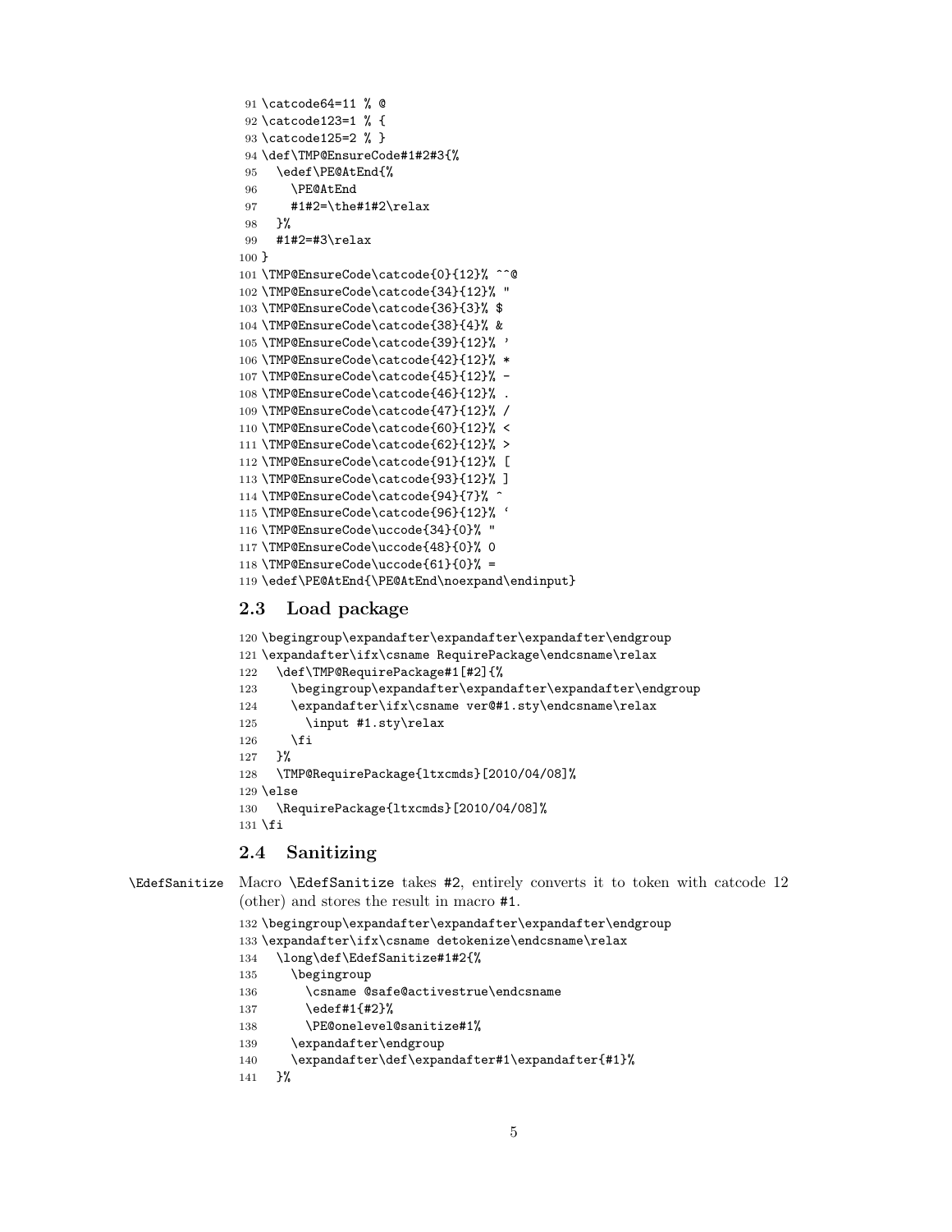```
91 \catcode64=11 % @
92 \catcode123=1 % {
93 \catcode125=2 % }
94 \def\TMP@EnsureCode#1#2#3{%
95   \edef\PE@AtEnd{%
96     \PE@AtEnd
97     #1#2=\the#1#2\relax
98   }%
99   #1#2=#3\relax
100 }
101 \TMP@EnsureCode\catcode{0}{12}% ^^@
102 \TMP@EnsureCode\catcode{34}{12}% "
103 \TMP@EnsureCode\catcode{36}{3}% $
104 \TMP@EnsureCode\catcode{38}{4}% &
105 \TMP@EnsureCode\catcode{39}{12}% '
106 \TMP@EnsureCode\catcode{42}{12}% *
107 \TMP@EnsureCode\catcode{45}{12}% -
108 \TMP@EnsureCode\catcode{46}{12}% .
109 \TMP@EnsureCode\catcode{47}{12}% /
110 \TMP@EnsureCode\catcode{60}{12}% <
111 \TMP@EnsureCode\catcode{62}{12}% >
112 \TMP@EnsureCode\catcode{91}{12}% [
113 \TMP@EnsureCode\catcode{93}{12}% ]
114 \TMP@EnsureCode\catcode{94}{7}% ^
115 \TMP@EnsureCode\catcode{96}{12}% `
116 \TMP@EnsureCode\uccode{34}{0}% "
117 \TMP@EnsureCode\uccode{48}{0}% 0
118 \TMP@EnsureCode\uccode{61}{0}% =
119 \edef\PE@AtEnd{\PE@AtEnd\noexpand\endinput}
```

## 2.3 Load package

```
120 \begingroup\expandafter\expandafter\expandafter\endgroup
121 \expandafter\ifx\csname RequirePackage\endcsname\relax
122   \def\TMP@RequirePackage#1[#2]{%
123     \begingroup\expandafter\expandafter\expandafter\endgroup
124     \expandafter\ifx\csname ver@#1.sty\endcsname\relax
125       \input #1.sty\relax
126     \fi
127   }%
128   \TMP@RequirePackage{ltxcmds}[2010/04/08]%
129 \else
130   \RequirePackage{ltxcmds}[2010/04/08]%
131 \fi
```

## 2.4 Sanitizing

\EdefSanitize Macro \EdefSanitize takes #2, entirely converts it to token with catcode 12 (other) and stores the result in macro #1.

```
132 \begingroup\expandafter\expandafter\expandafter\endgroup
133 \expandafter\ifx\csname detokenize\endcsname\relax
134   \long\def\EdefSanitize#1#2{%
135     \begingroup
136       \csname @safe@activestrue\endcsname
137       \edef#1{#2}%
138       \PE@onelevel@sanitize#1%
139     \expandafter\endgroup
140     \expandafter\def\expandafter#1\expandafter{#1}%
141   }%
```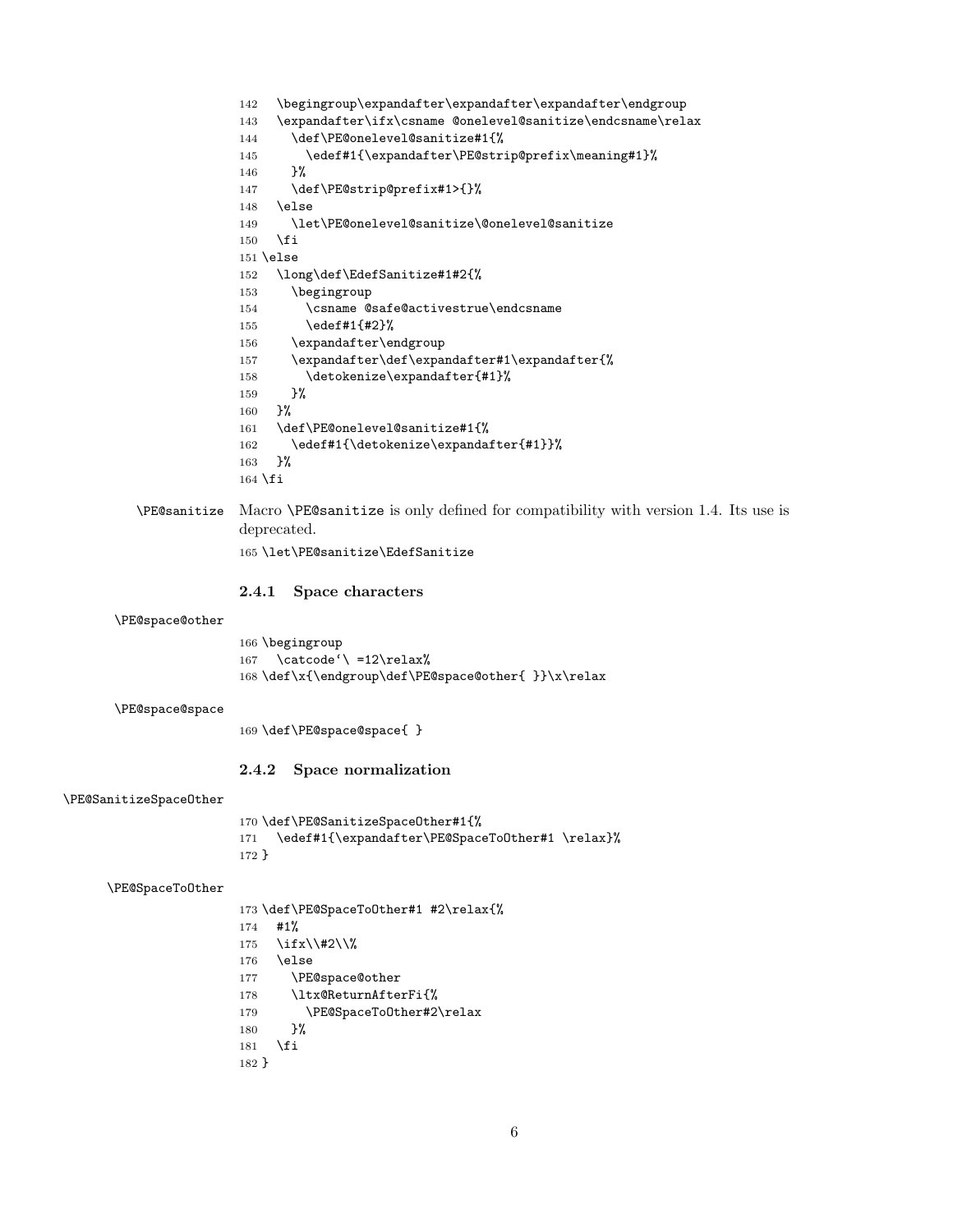```
142   \begingroup\expandafter\expandafter\expandafter\endgroup
143   \expandafter\ifx\csname @onelevel@sanitize\endcsname\relax
144     \def\PE@onelevel@sanitize#1{%
145       \edef#1{\expandafter\PE@strip@prefix\meaning#1}%
146     }%
147     \def\PE@strip@prefix#1>{}%
148   \else
149     \let\PE@onelevel@sanitize\@onelevel@sanitize
150   \fi
151 \else
152   \long\def\EdefSanitize#1#2{%
153     \begingroup
154       \csname @safe@activestrue\endcsname
155       \edef#1{#2}%
156     \expandafter\endgroup
157     \expandafter\def\expandafter#1\expandafter{%
158       \detokenize\expandafter{#1}%
159     }%
160   }%
161   \def\PE@onelevel@sanitize#1{%
162     \edef#1{\detokenize\expandafter{#1}}%
163   }%
164 \fi
```

\PE@sanitize Macro `\PE@sanitize` is only defined for compatibility with version 1.4. Its use is deprecated.

```
165 \let\PE@sanitize\EdefSanitize
```

### 2.4.1 Space characters

\PE@space@other

```
166 \begingroup
167   \catcode`\ =12\relax%
168 \def\x{\endgroup\def\PE@space@other{ }}\x\relax
```

\PE@space@space

```
169 \def\PE@space@space{ }
```

### 2.4.2 Space normalization

\PE@SanitizeSpaceOther

```
170 \def\PE@SanitizeSpaceOther#1{%
171   \edef#1{\expandafter\PE@SpaceToOther#1 \relax}%
172 }
```

\PE@SpaceToOther

```
173 \def\PE@SpaceToOther#1 #2\relax{%
174   #1%
175   \ifx\\#2\\%
176   \else
177     \PE@space@other
178     \ltx@ReturnAfterFi{%
179       \PE@SpaceToOther#2\relax
180     }%
181   \fi
182 }
```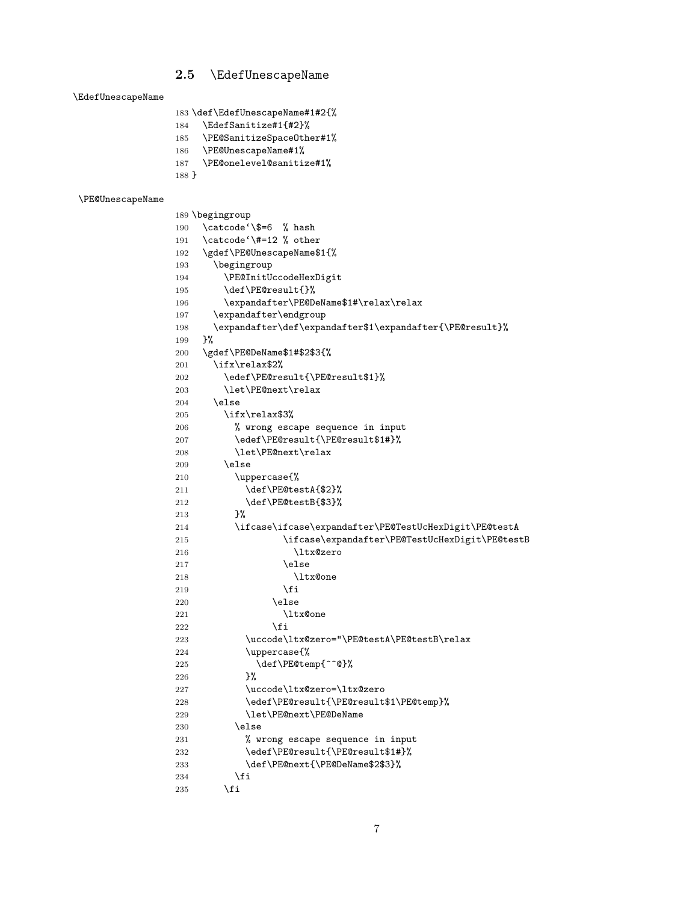### 2.5 \EdefUnescapeName

\EdefUnescapeName

```
183 \def\EdefUnescapeName#1#2{%
184   \EdefSanitize#1{#2}%
185   \PE@SanitizeSpaceOther#1%
186   \PE@UnescapeName#1%
187   \PE@onelevel@sanitize#1%
188 }
```

\PE@UnescapeName

```
189 \begingroup
190   \catcode`\$=6  % hash
191   \catcode`\#=12 % other
192   \gdef\PE@UnescapeName$1{%
193     \begingroup
194       \PE@InitUccodeHexDigit
195       \def\PE@result{}%
196       \expandafter\PE@DeName$1#\relax\relax
197     \expandafter\endgroup
198     \expandafter\def\expandafter$1\expandafter{\PE@result}%
199   }%
200   \gdef\PE@DeName$1#$2$3{%
201     \ifx\relax$2%
202       \edef\PE@result{\PE@result$1}%
203       \let\PE@next\relax
204     \else
205       \ifx\relax$3%
206         % wrong escape sequence in input
207         \edef\PE@result{\PE@result$1#}%
208         \let\PE@next\relax
209       \else
210         \uppercase{%
211           \def\PE@testA{$2}%
212           \def\PE@testB{$3}%
213         }%
214         \ifcase\ifcase\expandafter\PE@TestUcHexDigit\PE@testA
215                   \ifcase\expandafter\PE@TestUcHexDigit\PE@testB
216                     \ltx@zero
217                   \else
218                     \ltx@one
219                   \fi
220                 \else
221                   \ltx@one
222                 \fi
223           \uccode\ltx@zero="\PE@testA\PE@testB\relax
224           \uppercase{%
225             \def\PE@temp{^^@}%
226           }%
227           \uccode\ltx@zero=\ltx@zero
228           \edef\PE@result{\PE@result$1\PE@temp}%
229           \let\PE@next\PE@DeName
230         \else
231           % wrong escape sequence in input
232           \edef\PE@result{\PE@result$1#}%
233           \def\PE@next{\PE@DeName$2$3}%
234         \fi
235       \fi
```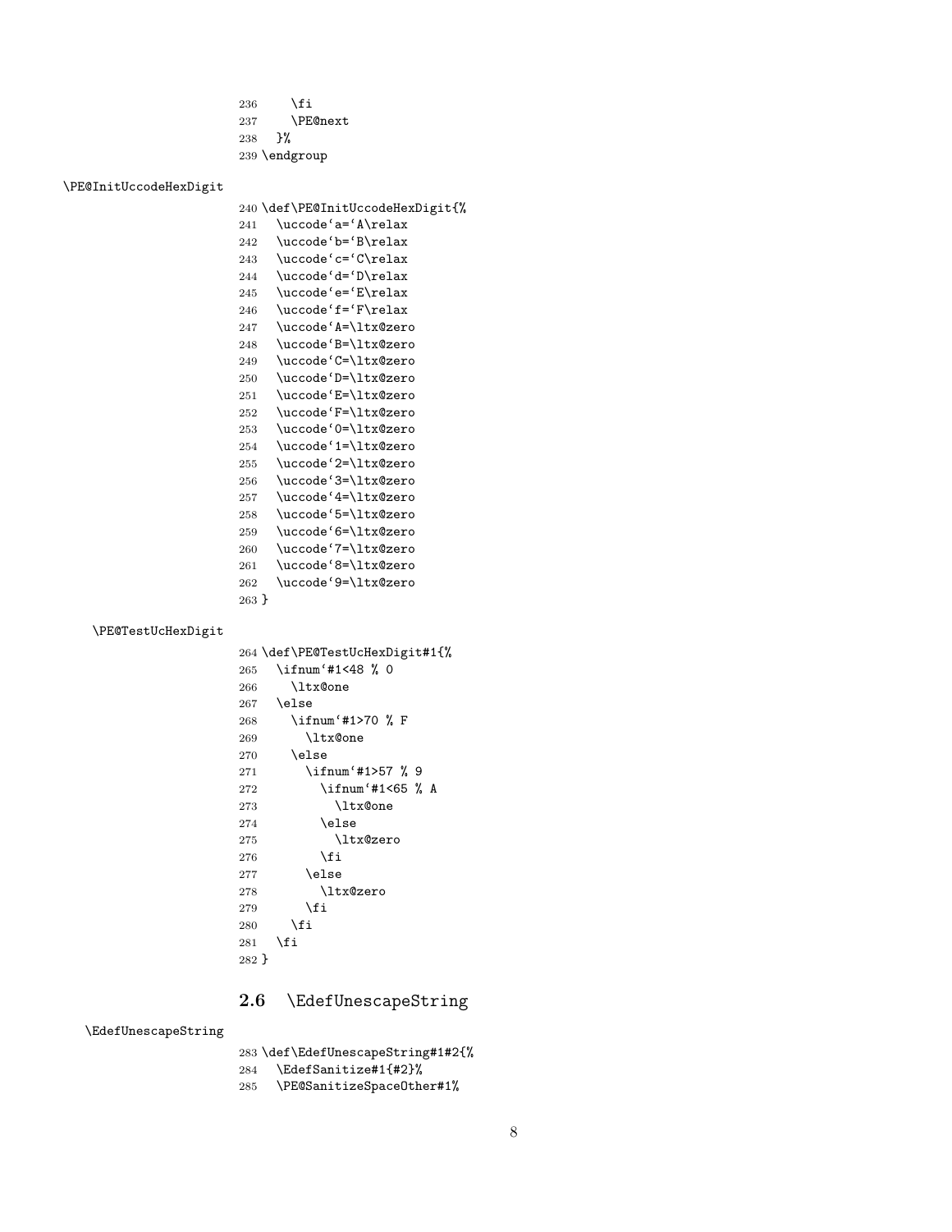```
236     \fi
237     \PE@next
238   }%
239 \endgroup
```

\PE@InitUccodeHexDigit

```
240 \def\PE@InitUccodeHexDigit{%
241   \uccode`a=`A\relax
242   \uccode`b=`B\relax
243   \uccode`c=`C\relax
244   \uccode`d=`D\relax
245   \uccode`e=`E\relax
246   \uccode`f=`F\relax
247   \uccode`A=\ltx@zero
248   \uccode`B=\ltx@zero
249   \uccode`C=\ltx@zero
250   \uccode`D=\ltx@zero
251   \uccode`E=\ltx@zero
252   \uccode`F=\ltx@zero
253   \uccode`0=\ltx@zero
254   \uccode`1=\ltx@zero
255   \uccode`2=\ltx@zero
256   \uccode`3=\ltx@zero
257   \uccode`4=\ltx@zero
258   \uccode`5=\ltx@zero
259   \uccode`6=\ltx@zero
260   \uccode`7=\ltx@zero
261   \uccode`8=\ltx@zero
262   \uccode`9=\ltx@zero
263 }
```

\PE@TestUcHexDigit

```
264 \def\PE@TestUcHexDigit#1{%
265   \ifnum`#1<48 % 0
266     \ltx@one
267   \else
268     \ifnum`#1>70 % F
269       \ltx@one
270     \else
271       \ifnum`#1>57 % 9
272         \ifnum`#1<65 % A
273           \ltx@one
274         \else
275           \ltx@zero
276         \fi
277       \else
278         \ltx@zero
279       \fi
280     \fi
281   \fi
282 }
```

## 2.6 \EdefUnescapeString

\EdefUnescapeString

```
283 \def\EdefUnescapeString#1#2{%
284   \EdefSanitize#1{#2}%
285   \PE@SanitizeSpaceOther#1%
```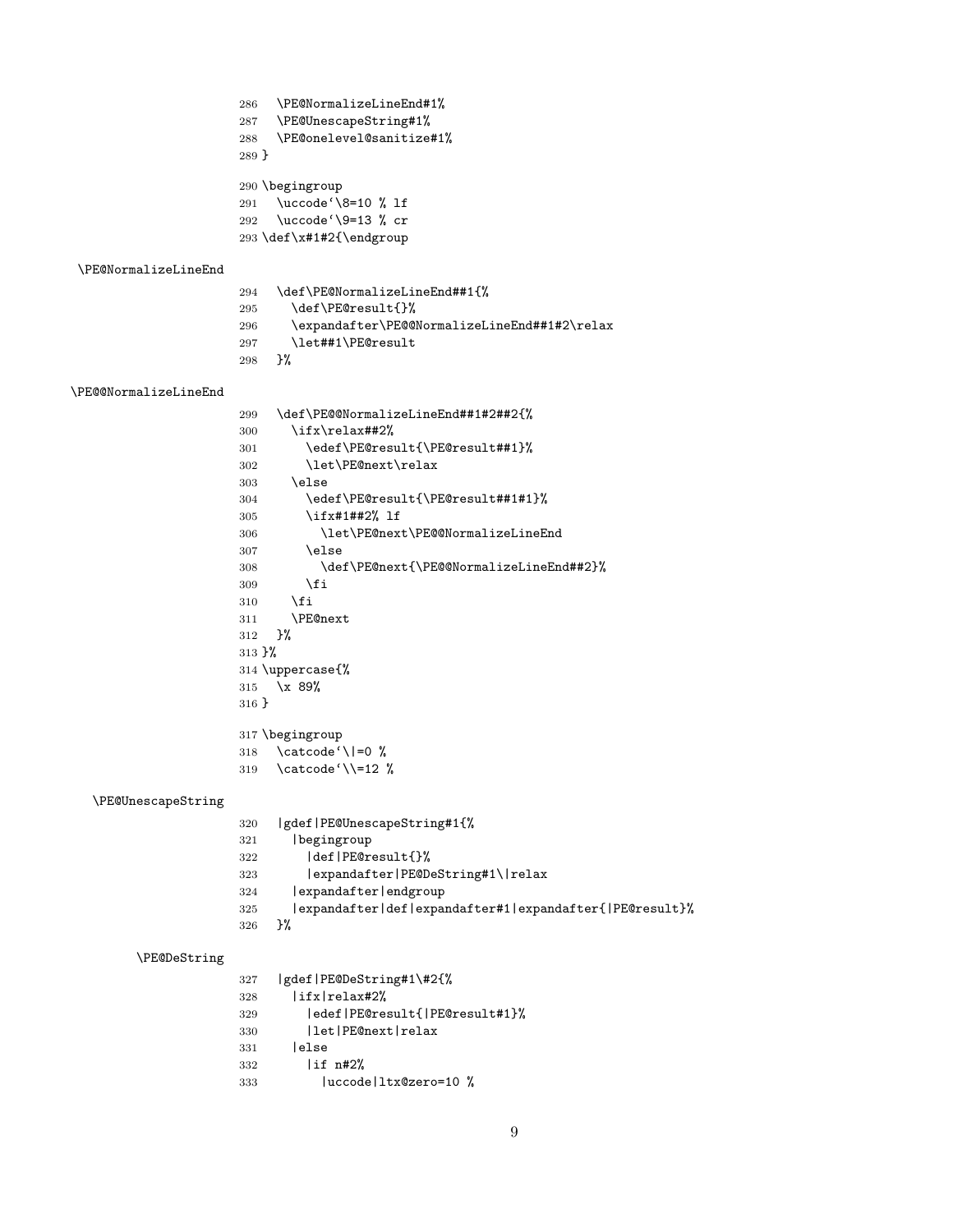```
286   \PE@NormalizeLineEnd#1%
287   \PE@UnescapeString#1%
288   \PE@onelevel@sanitize#1%
289 }
```

```
290 \begingroup
291   \uccode`\8=10 % lf
292   \uccode`\9=13 % cr
293 \def\x#1#2{\endgroup
```

\PE@NormalizeLineEnd

```
294   \def\PE@NormalizeLineEnd##1{%
295     \def\PE@result{}%
296     \expandafter\PE@@NormalizeLineEnd##1#2\relax
297     \let##1\PE@result
298   }%
```

\PE@@NormalizeLineEnd

```
299   \def\PE@@NormalizeLineEnd##1#2##2{%
300     \ifx\relax##2%
301       \edef\PE@result{\PE@result##1}%
302       \let\PE@next\relax
303     \else
304       \edef\PE@result{\PE@result##1#1}%
305       \ifx#1##2% lf
306         \let\PE@next\PE@@NormalizeLineEnd
307       \else
308         \def\PE@next{\PE@@NormalizeLineEnd##2}%
309       \fi
310     \fi
311     \PE@next
312   }%
313 }%
314 \uppercase{%
315   \x 89%
316 }
```

```
317 \begingroup
318   \catcode`\|=0 %
319   \catcode`\\=12 %
```

\PE@UnescapeString

```
320   |gdef|PE@UnescapeString#1{%
321     |begingroup
322       |def|PE@result{}%
323       |expandafter|PE@DeString#1\|relax
324     |expandafter|endgroup
325     |expandafter|def|expandafter#1|expandafter{|PE@result}%
326   }%
```

\PE@DeString

```
327   |gdef|PE@DeString#1\#2{%
328     |ifx|relax#2%
329       |edef|PE@result{|PE@result#1}%
330       |let|PE@next|relax
331     |else
332       |if n#2%
333         |uccode|ltx@zero=10 %
```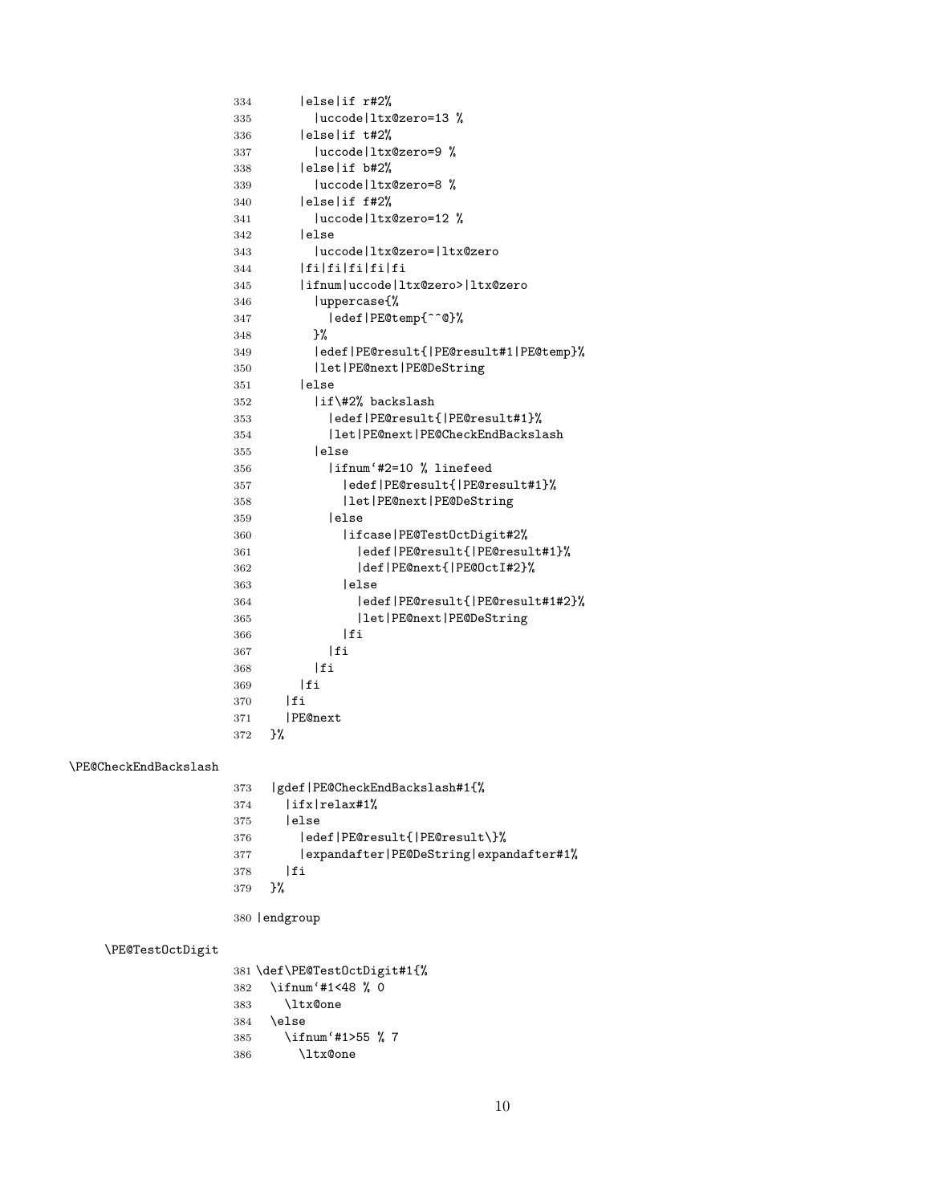```
334       |else|if r#2%
335         |uccode|ltx@zero=13 %
336       |else|if t#2%
337         |uccode|ltx@zero=9 %
338       |else|if b#2%
339         |uccode|ltx@zero=8 %
340       |else|if f#2%
341         |uccode|ltx@zero=12 %
342       |else
343         |uccode|ltx@zero=|ltx@zero
344       |fi|fi|fi|fi|fi
345       |ifnum|uccode|ltx@zero>|ltx@zero
346         |uppercase{%
347           |edef|PE@temp{^^@}%
348         }%
349         |edef|PE@result{|PE@result#1|PE@temp}%
350         |let|PE@next|PE@DeString
351       |else
352         |if\#2% backslash
353           |edef|PE@result{|PE@result#1}%
354           |let|PE@next|PE@CheckEndBackslash
355         |else
356           |ifnum`#2=10 % linefeed
357             |edef|PE@result{|PE@result#1}%
358             |let|PE@next|PE@DeString
359           |else
360             |ifcase|PE@TestOctDigit#2%
361               |edef|PE@result{|PE@result#1}%
362               |def|PE@next{|PE@OctI#2}%
363             |else
364               |edef|PE@result{|PE@result#1#2}%
365               |let|PE@next|PE@DeString
366             |fi
367           |fi
368         |fi
369       |fi
370     |fi
371     |PE@next
372   }%
```

\PE@CheckEndBackslash

```
373   |gdef|PE@CheckEndBackslash#1{%
374     |ifx|relax#1%
375     |else
376       |edef|PE@result{|PE@result\}%
377       |expandafter|PE@DeString|expandafter#1%
378     |fi
379   }%
380 |endgroup
```

\PE@TestOctDigit

```
381 \def\PE@TestOctDigit#1{%
382   \ifnum`#1<48 % 0
383     \ltx@one
384   \else
385     \ifnum`#1>55 % 7
386       \ltx@one
```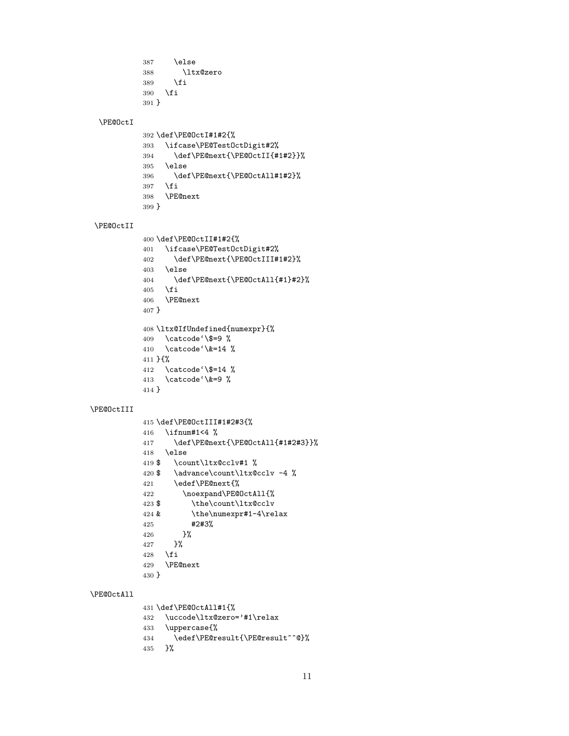```
387     \else
388       \ltx@zero
389     \fi
390   \fi
391 }
```

\PE@OctI

```
392 \def\PE@OctI#1#2{%
393   \ifcase\PE@TestOctDigit#2%
394     \def\PE@next{\PE@OctII{#1#2}}%
395   \else
396     \def\PE@next{\PE@OctAll#1#2}%
397   \fi
398   \PE@next
399 }
```

\PE@OctII

```
400 \def\PE@OctII#1#2{%
401   \ifcase\PE@TestOctDigit#2%
402     \def\PE@next{\PE@OctIII#1#2}%
403   \else
404     \def\PE@next{\PE@OctAll{#1}#2}%
405   \fi
406   \PE@next
407 }
408 \ltx@IfUndefined{numexpr}{%
409   \catcode`\$=9 %
410   \catcode`\&=14 %
411 }{%
412   \catcode`\$=14 %
413   \catcode`\&=9 %
414 }
```

\PE@OctIII

```
415 \def\PE@OctIII#1#2#3{%
416   \ifnum#1<4 %
417     \def\PE@next{\PE@OctAll{#1#2#3}}%
418   \else
419 $   \count\ltx@cclv#1 %
420 $   \advance\count\ltx@cclv -4 %
421     \edef\PE@next{%
422       \noexpand\PE@OctAll{%
423 $         \the\count\ltx@cclv
424 &         \the\numexpr#1-4\relax
425           #2#3%
426       }%
427     }%
428   \fi
429   \PE@next
430 }
```

\PE@OctAll

```
431 \def\PE@OctAll#1{%
432   \uccode\ltx@zero='#1\relax
433   \uppercase{%
434     \edef\PE@result{\PE@result^^@}%
435   }%
```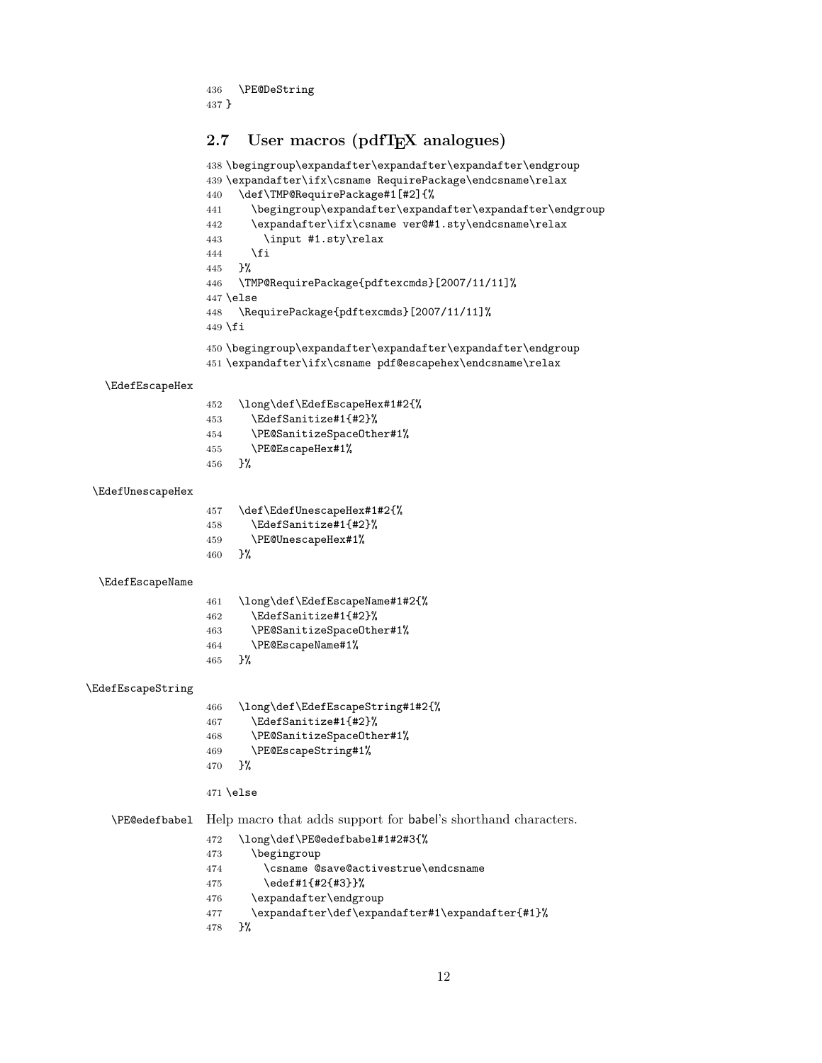```
436   \PE@DeString
437 }
```

## 2.7 User macros (pdfTEX analogues)

```
438 \begingroup\expandafter\expandafter\expandafter\endgroup
439 \expandafter\ifx\csname RequirePackage\endcsname\relax
440   \def\TMP@RequirePackage#1[#2]{%
441     \begingroup\expandafter\expandafter\expandafter\endgroup
442     \expandafter\ifx\csname ver@#1.sty\endcsname\relax
443       \input #1.sty\relax
444     \fi
445   }%
446   \TMP@RequirePackage{pdftexcmds}[2007/11/11]%
447 \else
448   \RequirePackage{pdftexcmds}[2007/11/11]%
449 \fi
450 \begingroup\expandafter\expandafter\expandafter\endgroup
451 \expandafter\ifx\csname pdf@escapehex\endcsname\relax
```

\EdefEscapeHex

```
452   \long\def\EdefEscapeHex#1#2{%
453     \EdefSanitize#1{#2}%
454     \PE@SanitizeSpaceOther#1%
455     \PE@EscapeHex#1%
456   }%
```

\EdefUnescapeHex

```
457   \def\EdefUnescapeHex#1#2{%
458     \EdefSanitize#1{#2}%
459     \PE@UnescapeHex#1%
460   }%
```

\EdefEscapeName

```
461   \long\def\EdefEscapeName#1#2{%
462     \EdefSanitize#1{#2}%
463     \PE@SanitizeSpaceOther#1%
464     \PE@EscapeName#1%
465   }%
```

\EdefEscapeString

```
466   \long\def\EdefEscapeString#1#2{%
467     \EdefSanitize#1{#2}%
468     \PE@SanitizeSpaceOther#1%
469     \PE@EscapeString#1%
470   }%
471 \else
```

\PE@edefbabel Help macro that adds support for babel's shorthand characters.

```
472   \long\def\PE@edefbabel#1#2#3{%
473     \begingroup
474       \csname @save@activestrue\endcsname
475       \edef#1{#2{#3}}%
476     \expandafter\endgroup
477     \expandafter\def\expandafter#1\expandafter{#1}%
478   }%
```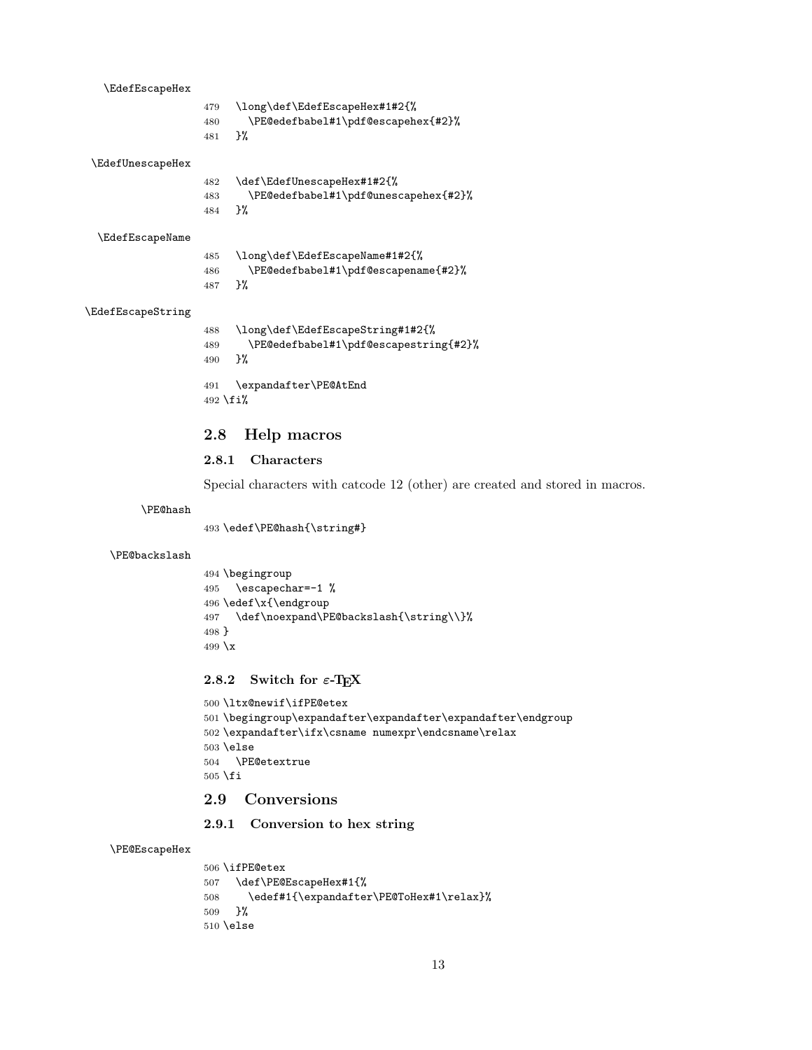\EdefEscapeHex

```
479   \long\def\EdefEscapeHex#1#2{%
480     \PE@edefbabel#1\pdf@escapehex{#2}%
481   }%
```

\EdefUnescapeHex

```
482   \def\EdefUnescapeHex#1#2{%
483     \PE@edefbabel#1\pdf@unescapehex{#2}%
484   }%
```

\EdefEscapeName

```
485   \long\def\EdefEscapeName#1#2{%
486     \PE@edefbabel#1\pdf@escapename{#2}%
487   }%
```

\EdefEscapeString

```
488   \long\def\EdefEscapeString#1#2{%
489     \PE@edefbabel#1\pdf@escapestring{#2}%
490   }%
491   \expandafter\PE@AtEnd
492 \fi%
```

## 2.8 Help macros

### 2.8.1 Characters

Special characters with catcode 12 (other) are created and stored in macros.

\PE@hash

```
493 \edef\PE@hash{\string#}
```

\PE@backslash

```
494 \begingroup
495   \escapechar=-1 %
496 \edef\x{\endgroup
497   \def\noexpand\PE@backslash{\string\\}%
498 }
499 \x
```

### 2.8.2 Switch for $\varepsilon$-TEX

```
500 \ltx@newif\ifPE@etex
501 \begingroup\expandafter\expandafter\expandafter\endgroup
502 \expandafter\ifx\csname numexpr\endcsname\relax
503 \else
504   \PE@etextrue
505 \fi
```

## 2.9 Conversions

### 2.9.1 Conversion to hex string

\PE@EscapeHex

```
506 \ifPE@etex
507   \def\PE@EscapeHex#1{%
508     \edef#1{\expandafter\PE@ToHex#1\relax}%
509   }%
510 \else
```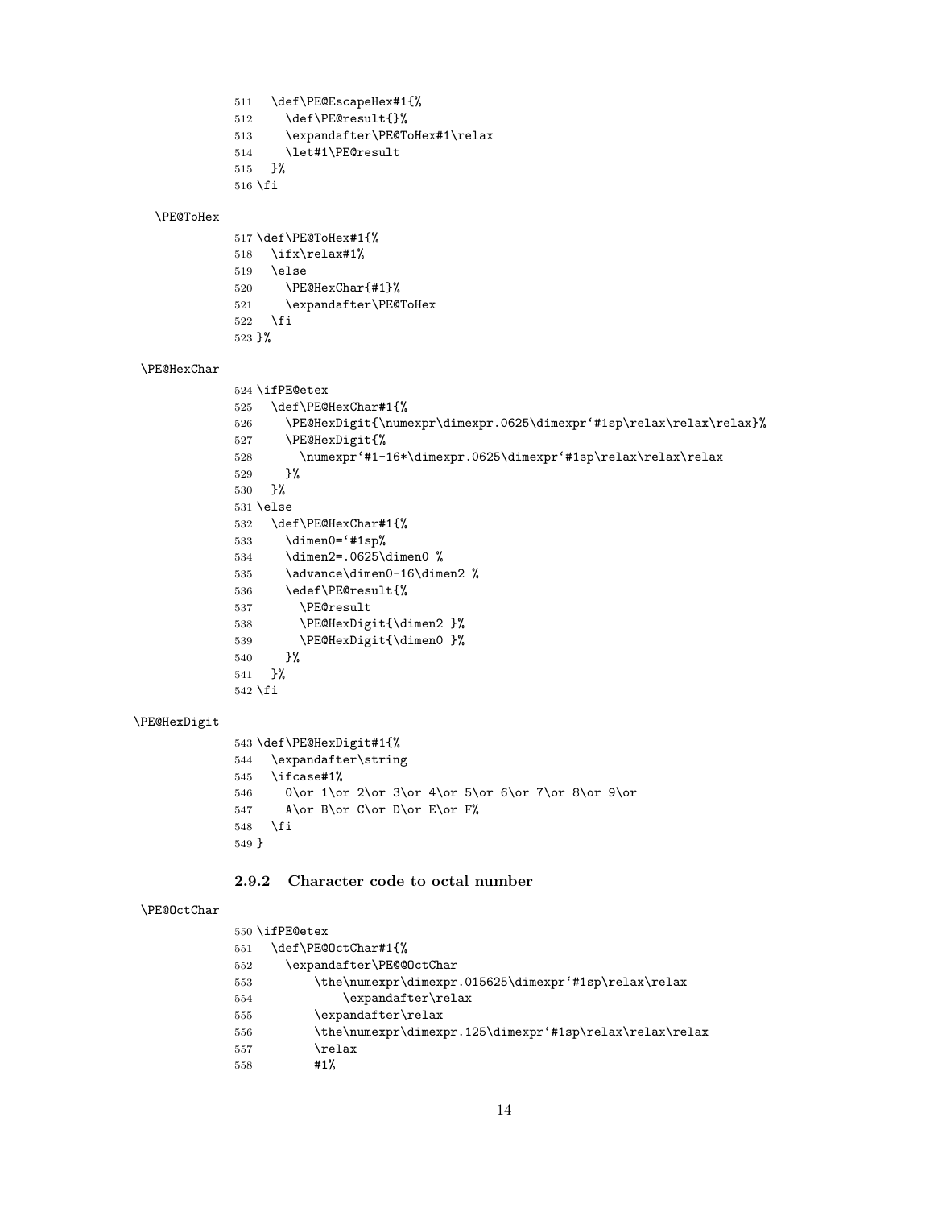```
511   \def\PE@EscapeHex#1{%
512     \def\PE@result{}%
513     \expandafter\PE@ToHex#1\relax
514     \let#1\PE@result
515   }%
516 \fi
```

\PE@ToHex

```
517 \def\PE@ToHex#1{%
518   \ifx\relax#1%
519   \else
520     \PE@HexChar{#1}%
521     \expandafter\PE@ToHex
522   \fi
523 }%
```

\PE@HexChar

```
524 \ifPE@etex
525   \def\PE@HexChar#1{%
526     \PE@HexDigit{\numexpr\dimexpr.0625\dimexpr`#1sp\relax\relax\relax}%
527     \PE@HexDigit{%
528       \numexpr`#1-16*\dimexpr.0625\dimexpr`#1sp\relax\relax\relax
529     }%
530   }%
531 \else
532   \def\PE@HexChar#1{%
533     \dimen0=`#1sp%
534     \dimen2=.0625\dimen0 %
535     \advance\dimen0-16\dimen2 %
536     \edef\PE@result{%
537       \PE@result
538       \PE@HexDigit{\dimen2 }%
539       \PE@HexDigit{\dimen0 }%
540     }%
541   }%
542 \fi
```

\PE@HexDigit

```
543 \def\PE@HexDigit#1{%
544   \expandafter\string
545   \ifcase#1%
546     0\or 1\or 2\or 3\or 4\or 5\or 6\or 7\or 8\or 9\or
547     A\or B\or C\or D\or E\or F%
548   \fi
549 }
```

### 2.9.2 Character code to octal number

\PE@OctChar

```
550 \ifPE@etex
551   \def\PE@OctChar#1{%
552     \expandafter\PE@@OctChar
553         \the\numexpr\dimexpr.015625\dimexpr`#1sp\relax\relax
554             \expandafter\relax
555         \expandafter\relax
556         \the\numexpr\dimexpr.125\dimexpr`#1sp\relax\relax\relax
557         \relax
558         #1%
```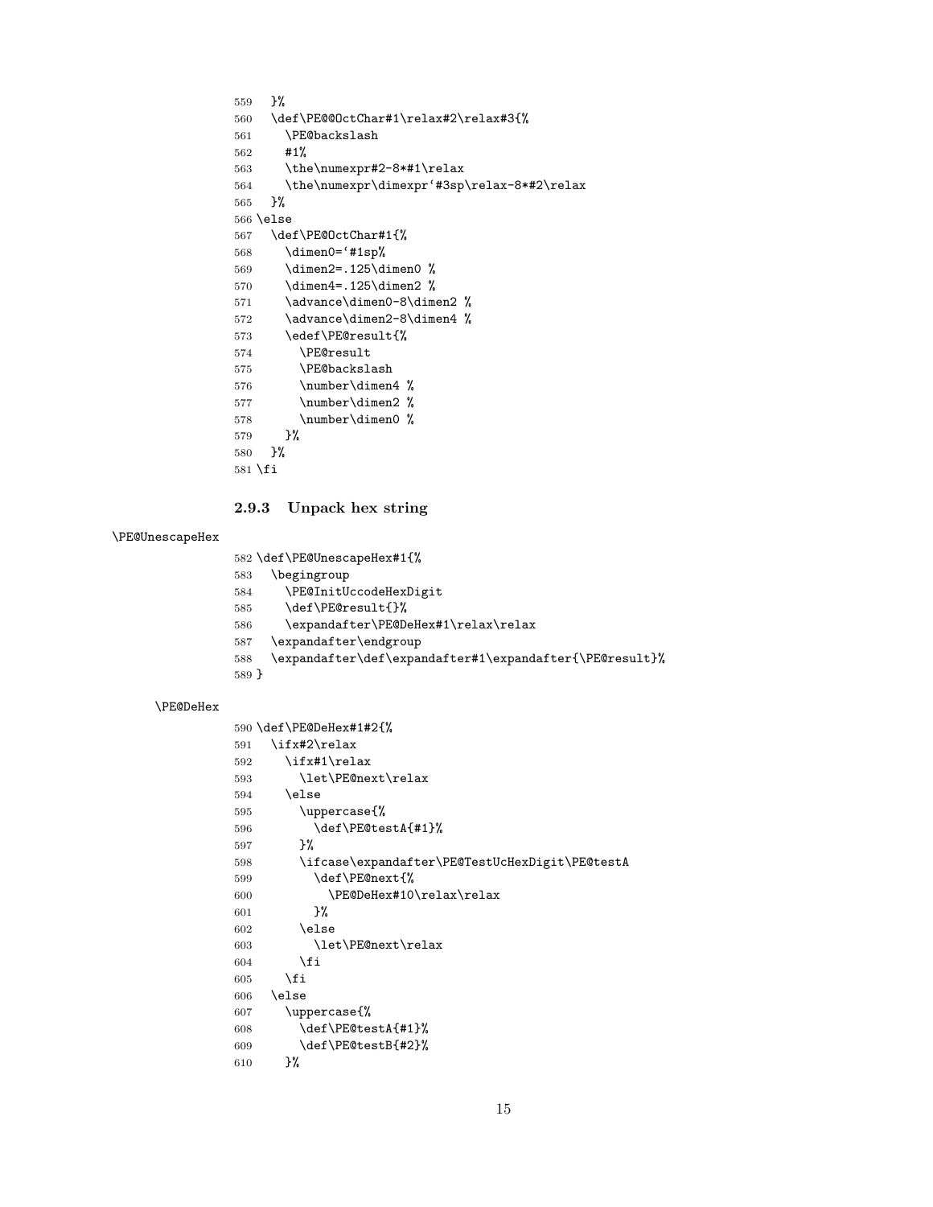```
559   }%
560   \def\PE@@OctChar#1\relax#2\relax#3{%
561     \PE@backslash
562     #1%
563     \the\numexpr#2-8*#1\relax
564     \the\numexpr\dimexpr`#3sp\relax-8*#2\relax
565   }%
566 \else
567   \def\PE@OctChar#1{%
568     \dimen0=`#1sp%
569     \dimen2=.125\dimen0 %
570     \dimen4=.125\dimen2 %
571     \advance\dimen0-8\dimen2 %
572     \advance\dimen2-8\dimen4 %
573     \edef\PE@result{%
574       \PE@result
575       \PE@backslash
576       \number\dimen4 %
577       \number\dimen2 %
578       \number\dimen0 %
579     }%
580   }%
581 \fi
```

### 2.9.3 Unpack hex string

\PE@UnescapeHex

```
582 \def\PE@UnescapeHex#1{%
583   \begingroup
584     \PE@InitUccodeHexDigit
585     \def\PE@result{}%
586     \expandafter\PE@DeHex#1\relax\relax
587   \expandafter\endgroup
588   \expandafter\def\expandafter#1\expandafter{\PE@result}%
589 }
```

\PE@DeHex

```
590 \def\PE@DeHex#1#2{%
591   \ifx#2\relax
592     \ifx#1\relax
593       \let\PE@next\relax
594     \else
595       \uppercase{%
596         \def\PE@testA{#1}%
597       }%
598       \ifcase\expandafter\PE@TestUcHexDigit\PE@testA
599         \def\PE@next{%
600           \PE@DeHex#10\relax\relax
601         }%
602       \else
603         \let\PE@next\relax
604       \fi
605     \fi
606   \else
607     \uppercase{%
608       \def\PE@testA{#1}%
609       \def\PE@testB{#2}%
610     }%
```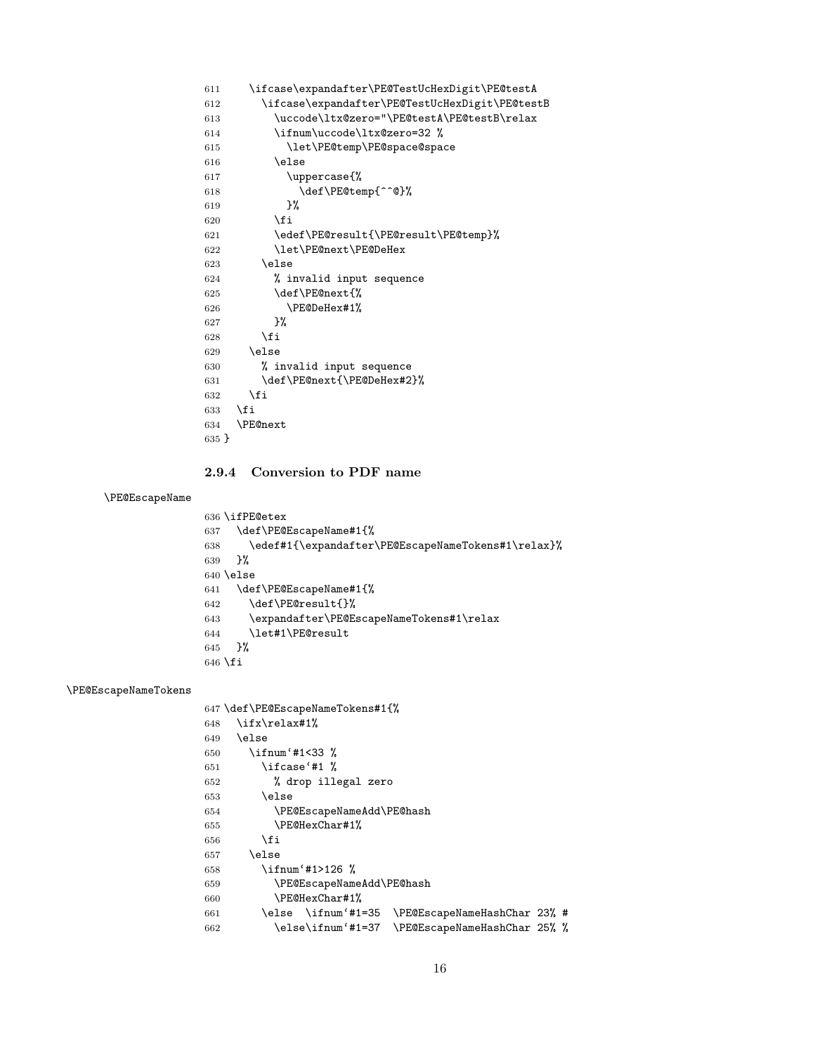```
611     \ifcase\expandafter\PE@TestUcHexDigit\PE@testA
612       \ifcase\expandafter\PE@TestUcHexDigit\PE@testB
613         \uccode\ltx@zero="\PE@testA\PE@testB\relax
614         \ifnum\uccode\ltx@zero=32 %
615           \let\PE@temp\PE@space@space
616         \else
617           \uppercase{%
618             \def\PE@temp{^^@}%
619           }%
620         \fi
621         \edef\PE@result{\PE@result\PE@temp}%
622         \let\PE@next\PE@DeHex
623       \else
624         % invalid input sequence
625         \def\PE@next{%
626           \PE@DeHex#1%
627         }%
628       \fi
629     \else
630       % invalid input sequence
631       \def\PE@next{\PE@DeHex#2}%
632     \fi
633   \fi
634   \PE@next
635 }
```

#### 2.9.4 Conversion to PDF name

\PE@EscapeName

```
636 \ifPE@etex
637   \def\PE@EscapeName#1{%
638     \edef#1{\expandafter\PE@EscapeNameTokens#1\relax}%
639   }%
640 \else
641   \def\PE@EscapeName#1{%
642     \def\PE@result{}%
643     \expandafter\PE@EscapeNameTokens#1\relax
644     \let#1\PE@result
645   }%
646 \fi
```

\PE@EscapeNameTokens

```
647 \def\PE@EscapeNameTokens#1{%
648   \ifx\relax#1%
649   \else
650     \ifnum`#1<33 %
651       \ifcase`#1 %
652         % drop illegal zero
653       \else
654         \PE@EscapeNameAdd\PE@hash
655         \PE@HexChar#1%
656       \fi
657     \else
658       \ifnum`#1>126 %
659         \PE@EscapeNameAdd\PE@hash
660         \PE@HexChar#1%
661       \else  \ifnum`#1=35  \PE@EscapeNameHashChar 23% #
662         \else\ifnum`#1=37  \PE@EscapeNameHashChar 25% %
```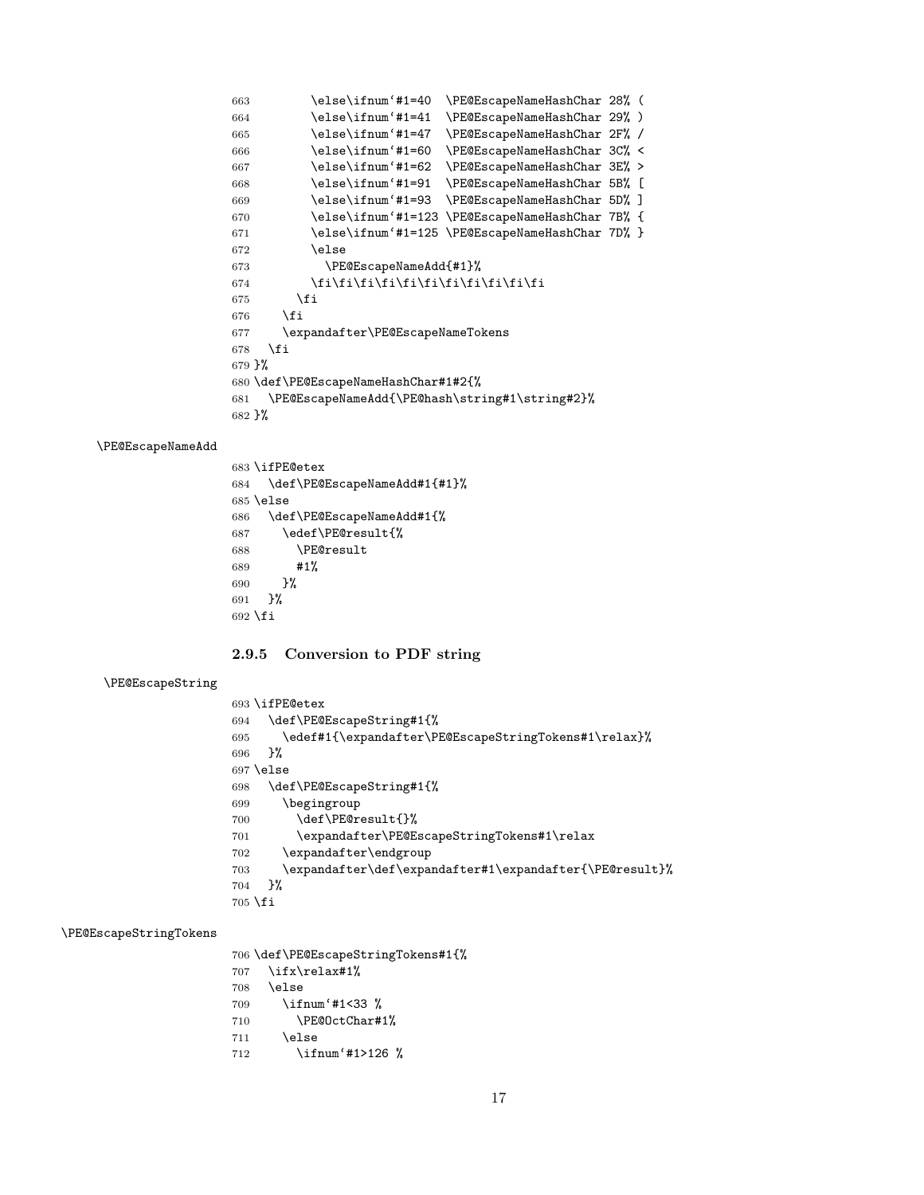```
663         \else\ifnum`#1=40  \PE@EscapeNameHashChar 28% (
664         \else\ifnum`#1=41  \PE@EscapeNameHashChar 29% )
665         \else\ifnum`#1=47  \PE@EscapeNameHashChar 2F% /
666         \else\ifnum`#1=60  \PE@EscapeNameHashChar 3C% <
667         \else\ifnum`#1=62  \PE@EscapeNameHashChar 3E% >
668         \else\ifnum`#1=91  \PE@EscapeNameHashChar 5B% [
669         \else\ifnum`#1=93  \PE@EscapeNameHashChar 5D% ]
670         \else\ifnum`#1=123 \PE@EscapeNameHashChar 7B% {
671         \else\ifnum`#1=125 \PE@EscapeNameHashChar 7D% }
672         \else
673           \PE@EscapeNameAdd{#1}%
674         \fi\fi\fi\fi\fi\fi\fi\fi\fi\fi\fi
675       \fi
676     \fi
677     \expandafter\PE@EscapeNameTokens
678   \fi
679 }%
680 \def\PE@EscapeNameHashChar#1#2{%
681   \PE@EscapeNameAdd{\PE@hash\string#1\string#2}%
682 }%
```

\PE@EscapeNameAdd

```
683 \ifPE@etex
684   \def\PE@EscapeNameAdd#1{#1}%
685 \else
686   \def\PE@EscapeNameAdd#1{%
687     \edef\PE@result{%
688       \PE@result
689       #1%
690     }%
691   }%
692 \fi
```

### 2.9.5 Conversion to PDF string

\PE@EscapeString

```
693 \ifPE@etex
694   \def\PE@EscapeString#1{%
695     \edef#1{\expandafter\PE@EscapeStringTokens#1\relax}%
696   }%
697 \else
698   \def\PE@EscapeString#1{%
699     \begingroup
700       \def\PE@result{}%
701       \expandafter\PE@EscapeStringTokens#1\relax
702     \expandafter\endgroup
703     \expandafter\def\expandafter#1\expandafter{\PE@result}%
704   }%
705 \fi
```

\PE@EscapeStringTokens

```
706 \def\PE@EscapeStringTokens#1{%
707   \ifx\relax#1%
708   \else
709     \ifnum`#1<33 %
710       \PE@OctChar#1%
711     \else
712       \ifnum`#1>126 %
```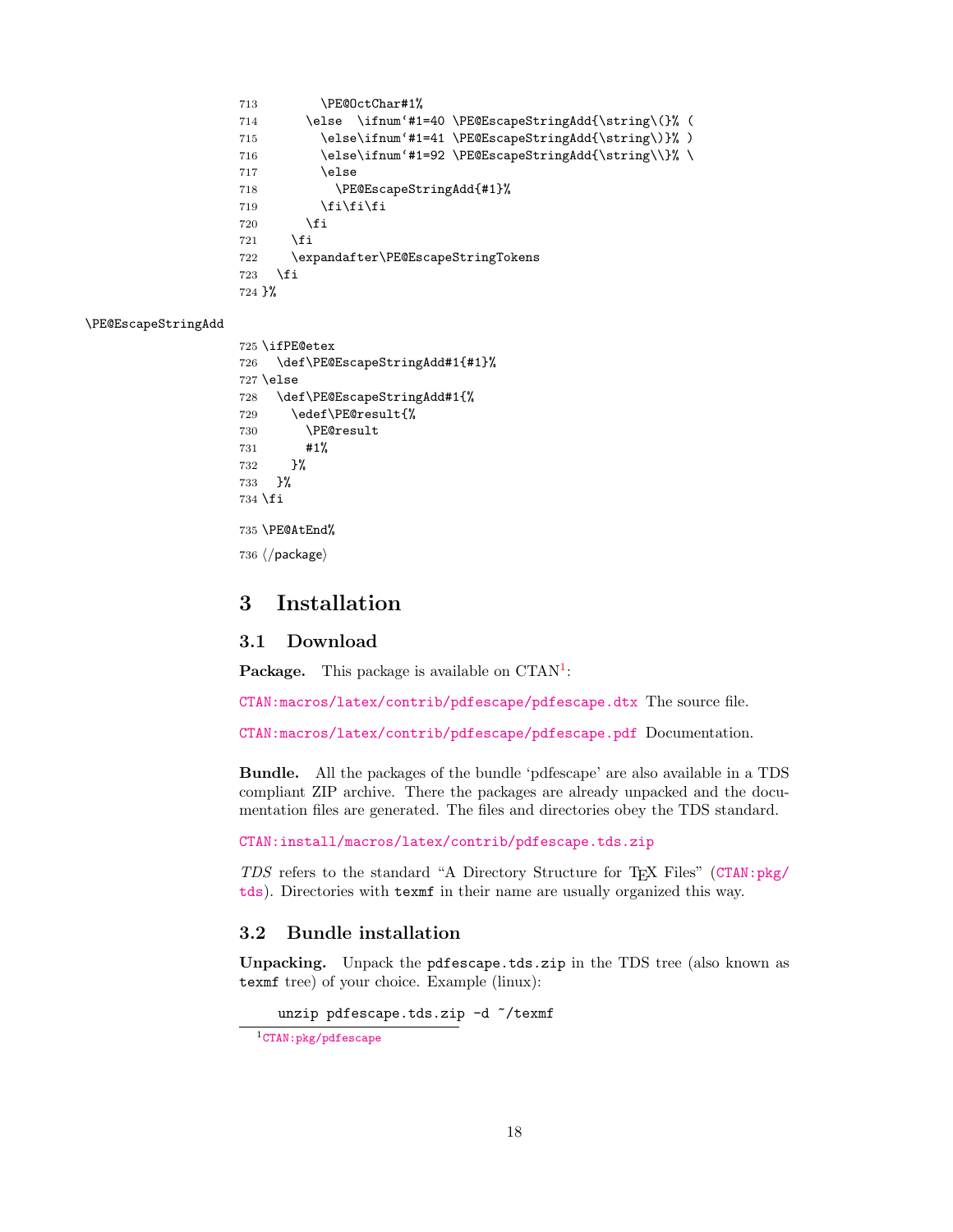```
713         \PE@OctChar#1%
714       \else  \ifnum`#1=40 \PE@EscapeStringAdd{\string\(}% (
715         \else\ifnum`#1=41 \PE@EscapeStringAdd{\string\)}% )
716         \else\ifnum`#1=92 \PE@EscapeStringAdd{\string\\}% \
717         \else
718           \PE@EscapeStringAdd{#1}%
719         \fi\fi\fi
720       \fi
721     \fi
722     \expandafter\PE@EscapeStringTokens
723   \fi
724 }%
```

\PE@EscapeStringAdd

```
725 \ifPE@etex
726   \def\PE@EscapeStringAdd#1{#1}%
727 \else
728   \def\PE@EscapeStringAdd#1{%
729     \edef\PE@result{%
730       \PE@result
731       #1%
732     }%
733   }%
734 \fi
```

```
735 \PE@AtEnd%
```

```
736 </package>
```

# 3 Installation

## 3.1 Download

**Package.** This package is available on CTAN[1]:

CTAN:macros/latex/contrib/pdfescape/pdfescape.dtx The source file.

CTAN:macros/latex/contrib/pdfescape/pdfescape.pdf Documentation.

**Bundle.** All the packages of the bundle 'pdfescape' are also available in a TDS compliant ZIP archive. There the packages are already unpacked and the documentation files are generated. The files and directories obey the TDS standard.

CTAN:install/macros/latex/contrib/pdfescape.tds.zip

*TDS* refers to the standard "A Directory Structure for TEX Files" (CTAN:pkg/tds). Directories with `texmf` in their name are usually organized this way.

## 3.2 Bundle installation

**Unpacking.** Unpack the `pdfescape.tds.zip` in the TDS tree (also known as `texmf` tree) of your choice. Example (linux):

```
unzip pdfescape.tds.zip -d ~/texmf
```

[1] CTAN:pkg/pdfescape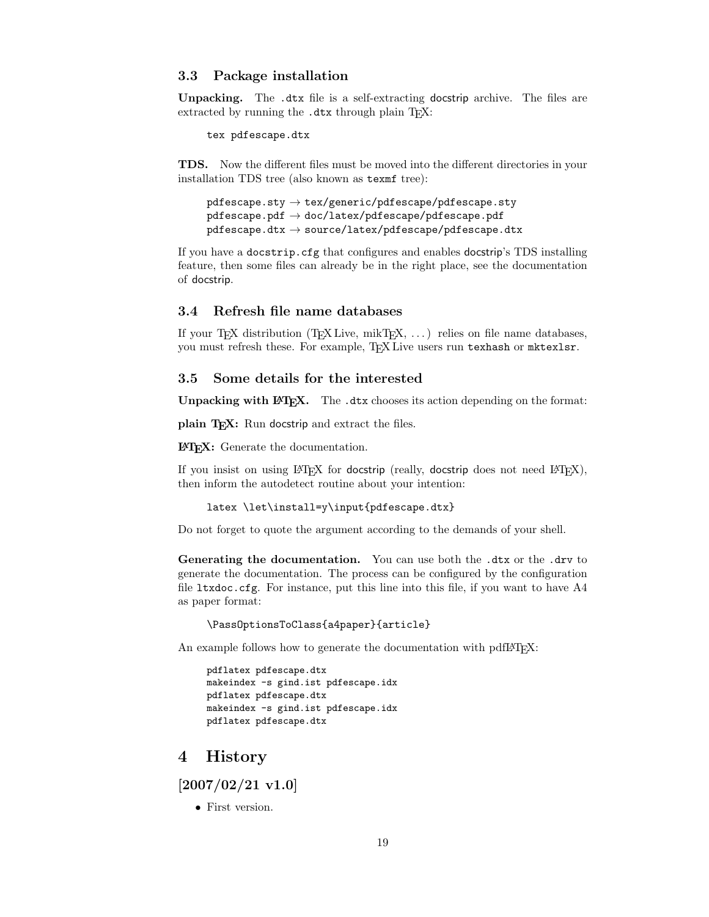### 3.3 Package installation

**Unpacking.** The `.dtx` file is a self-extracting docstrip archive. The files are extracted by running the `.dtx` through plain TeX:

```
tex pdfescape.dtx
```

**TDS.** Now the different files must be moved into the different directories in your installation TDS tree (also known as `texmf` tree):

```
pdfescape.sty → tex/generic/pdfescape/pdfescape.sty
pdfescape.pdf → doc/latex/pdfescape/pdfescape.pdf
pdfescape.dtx → source/latex/pdfescape/pdfescape.dtx
```

If you have a `docstrip.cfg` that configures and enables docstrip's TDS installing feature, then some files can already be in the right place, see the documentation of docstrip.

### 3.4 Refresh file name databases

If your TeX distribution (TeX Live, mikTeX, ...) relies on file name databases, you must refresh these. For example, TeX Live users run `texhash` or `mktexlsr`.

### 3.5 Some details for the interested

**Unpacking with LaTeX.** The `.dtx` chooses its action depending on the format:

**plain TeX:** Run docstrip and extract the files.

**LaTeX:** Generate the documentation.

If you insist on using LaTeX for docstrip (really, docstrip does not need LaTeX), then inform the autodetect routine about your intention:

```
latex \let\install=y\input{pdfescape.dtx}
```

Do not forget to quote the argument according to the demands of your shell.

**Generating the documentation.** You can use both the `.dtx` or the `.drv` to generate the documentation. The process can be configured by the configuration file `ltxdoc.cfg`. For instance, put this line into this file, if you want to have A4 as paper format:

```
\PassOptionsToClass{a4paper}{article}
```

An example follows how to generate the documentation with pdfLaTeX:

```
pdflatex pdfescape.dtx
makeindex -s gind.ist pdfescape.idx
pdflatex pdfescape.dtx
makeindex -s gind.ist pdfescape.idx
pdflatex pdfescape.dtx
```

## 4 History

### [2007/02/21 v1.0]

- First version.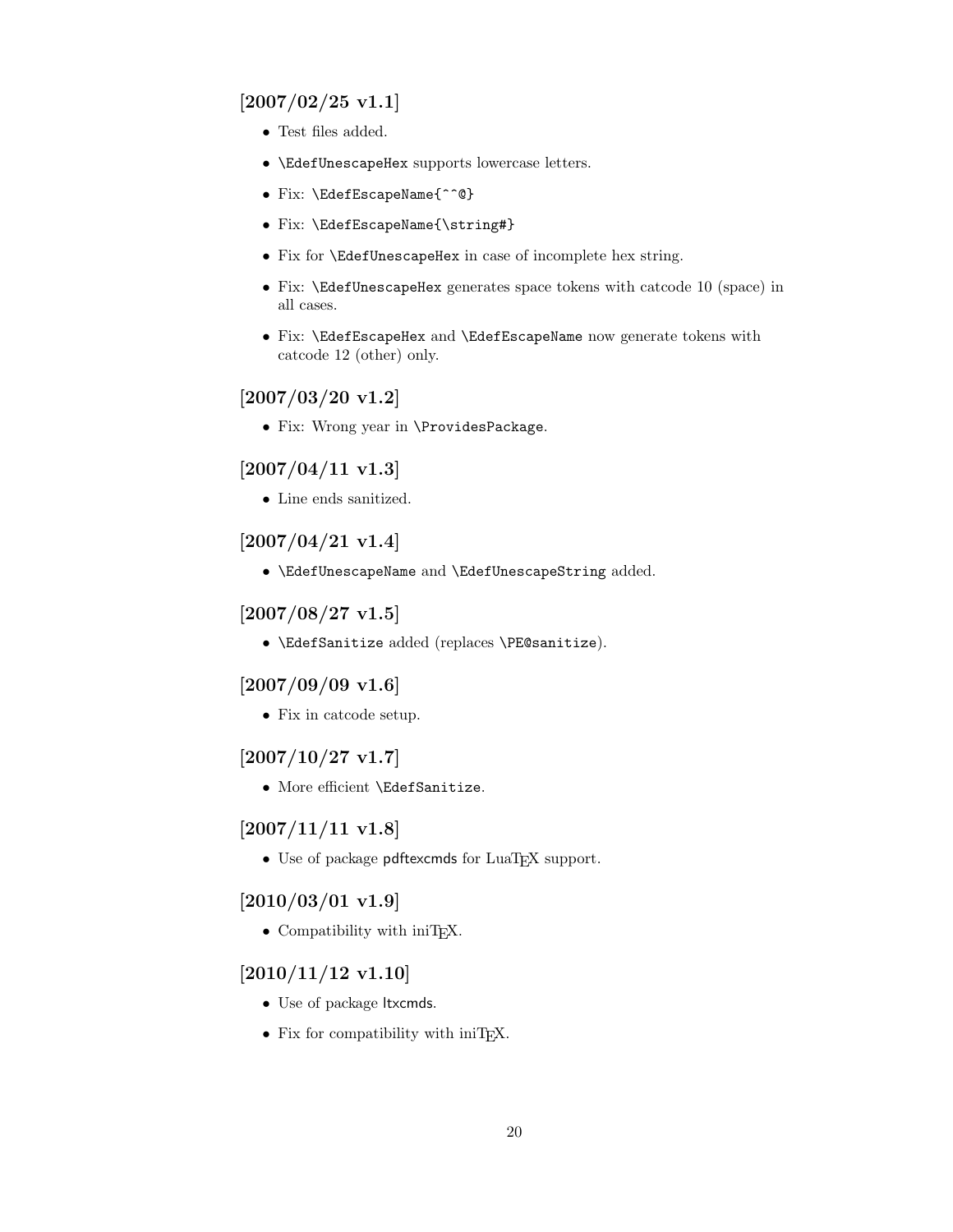## [2007/02/25 v1.1]

- Test files added.
- `\EdefUnescapeHex` supports lowercase letters.
- Fix: `\EdefEscapeName{^^@}`
- Fix: `\EdefEscapeName{\string#}`
- Fix for `\EdefUnescapeHex` in case of incomplete hex string.
- Fix: `\EdefUnescapeHex` generates space tokens with catcode 10 (space) in all cases.
- Fix: `\EdefEscapeHex` and `\EdefEscapeName` now generate tokens with catcode 12 (other) only.

## [2007/03/20 v1.2]

- Fix: Wrong year in `\ProvidesPackage`.

## [2007/04/11 v1.3]

- Line ends sanitized.

## [2007/04/21 v1.4]

- `\EdefUnescapeName` and `\EdefUnescapeString` added.

## [2007/08/27 v1.5]

- `\EdefSanitize` added (replaces `\PE@sanitize`).

## [2007/09/09 v1.6]

- Fix in catcode setup.

## [2007/10/27 v1.7]

- More efficient `\EdefSanitize`.

## [2007/11/11 v1.8]

- Use of package pdftexcmds for LuaTeX support.

## [2010/03/01 v1.9]

- Compatibility with iniTeX.

## [2010/11/12 v1.10]

- Use of package ltxcmds.
- Fix for compatibility with iniTeX.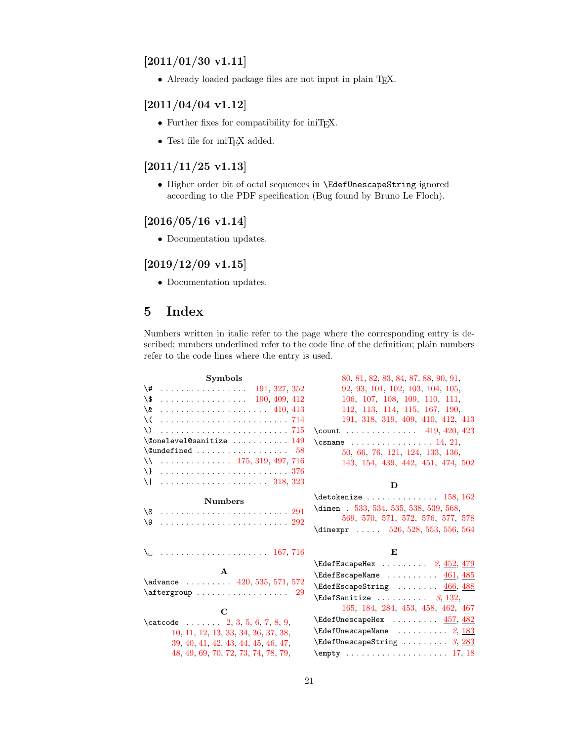### [2011/01/30 v1.11]

- Already loaded package files are not input in plain TeX.

### [2011/04/04 v1.12]

- Further fixes for compatibility for iniTeX.
- Test file for iniTeX added.

### [2011/11/25 v1.13]

- Higher order bit of octal sequences in `\EdefUnescapeString` ignored according to the PDF specification (Bug found by Bruno Le Floch).

### [2016/05/16 v1.14]

- Documentation updates.

### [2019/12/09 v1.15]

- Documentation updates.

## 5 Index

Numbers written in italic refer to the page where the corresponding entry is described; numbers underlined refer to the code line of the definition; plain numbers refer to the code lines where the entry is used.

**Symbols**

`\#` . . . . . . . . 191, 327, 352
`\$` . . . . . . . . 190, 409, 412
`\&` . . . . . . . . 410, 413
`\(` . . . . . . . . 714
`\)` . . . . . . . . 715
`\@onelevel@sanitize` . . . . . . . . 149
`\@undefined` . . . . . . . . 58
`\\` . . . . . . . . 175, 319, 497, 716
`\}` . . . . . . . . 376
`\|` . . . . . . . . 318, 323

**Numbers**

`\8` . . . . . . . . 291
`\9` . . . . . . . . 292

`\␣` . . . . . . . . 167, 716

**A**

`\advance` . . . . . . . . 420, 535, 571, 572
`\aftergroup` . . . . . . . . 29

**C**

`\catcode` . . . . . . . . 2, 3, 5, 6, 7, 8, 9, 10, 11, 12, 13, 33, 34, 36, 37, 38, 39, 40, 41, 42, 43, 44, 45, 46, 47, 48, 49, 69, 70, 72, 73, 74, 78, 79, 80, 81, 82, 83, 84, 87, 88, 90, 91, 92, 93, 101, 102, 103, 104, 105, 106, 107, 108, 109, 110, 111, 112, 113, 114, 115, 167, 190, 191, 318, 319, 409, 410, 412, 413
`\count` . . . . . . . . 419, 420, 423
`\csname` . . . . . . . . 14, 21, 50, 66, 76, 121, 124, 133, 136, 143, 154, 439, 442, 451, 474, 502

**D**

`\detokenize` . . . . . . . . 158, 162
`\dimen` . . . . . . . . 533, 534, 535, 538, 539, 568, 569, 570, 571, 572, 576, 577, 578
`\dimexpr` . . . . . . . . 526, 528, 553, 556, 564

**E**

`\EdefEscapeHex` . . . . . . . . *2*, 452, 479
`\EdefEscapeName` . . . . . . . . 461, 485
`\EdefEscapeString` . . . . . . . . 466, 488
`\EdefSanitize` . . . . . . . . *3*, 132, 165, 184, 284, 453, 458, 462, 467
`\EdefUnescapeHex` . . . . . . . . 457, 482
`\EdefUnescapeName` . . . . . . . . *2*, 183
`\EdefUnescapeString` . . . . . . . . *3*, 283
`\empty` . . . . . . . . 17, 18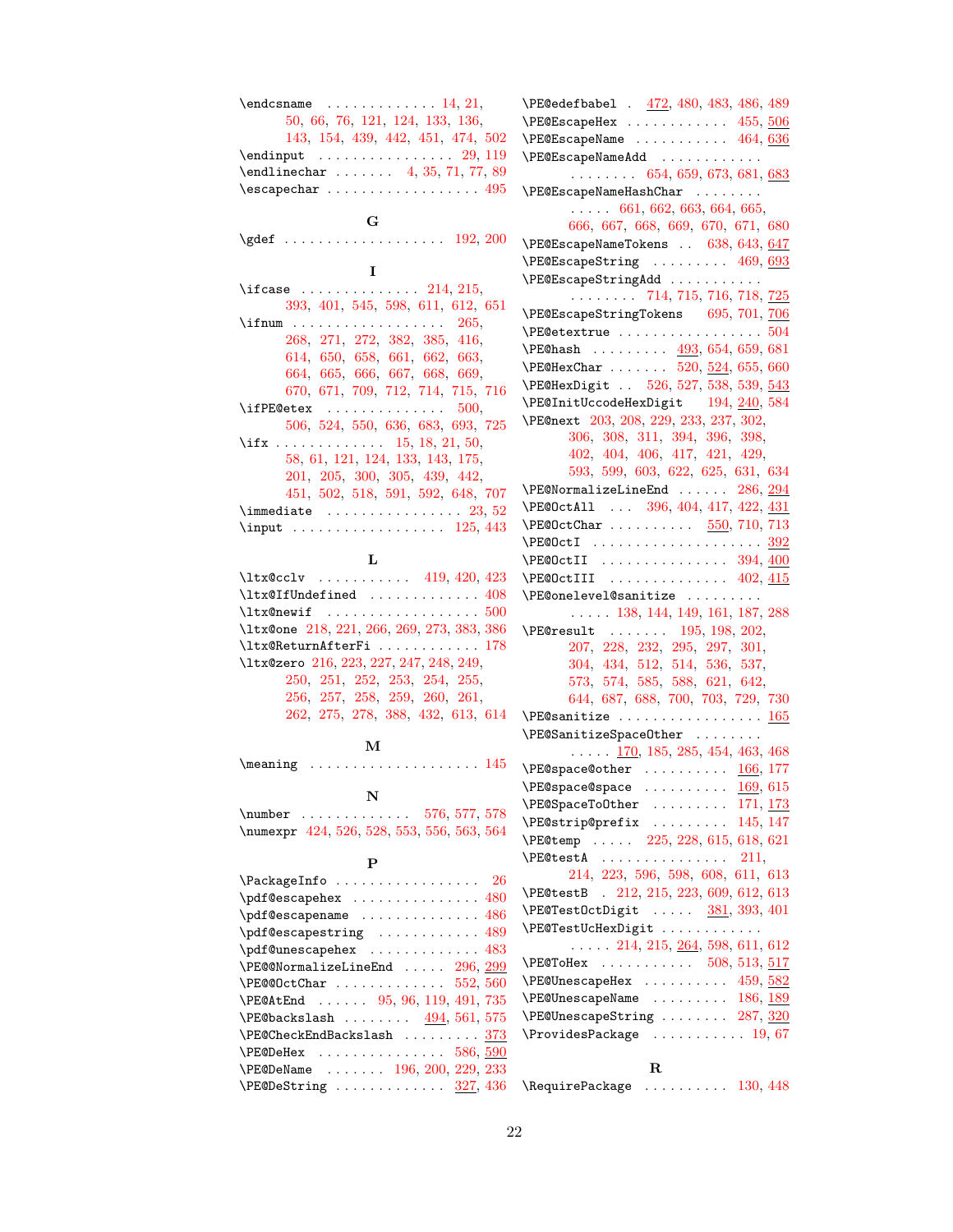\endcsname . . . . . . . . . . . . . 14, 21, 50, 66, 76, 121, 124, 133, 136, 143, 154, 439, 442, 451, 474, 502
\endinput . . . . . . . . . . . . . . . . 29, 119
\endlinechar . . . . . . . 4, 35, 71, 77, 89
\escapechar . . . . . . . . . . . . . . . . . . 495

**G**

\gdef . . . . . . . . . . . . . . . . . . . 192, 200

**I**

\ifcase . . . . . . . . . . . . . . 214, 215, 393, 401, 545, 598, 611, 612, 651
\ifnum . . . . . . . . . . . . . . . . . . 265, 268, 271, 272, 382, 385, 416, 614, 650, 658, 661, 662, 663, 664, 665, 666, 667, 668, 669, 670, 671, 709, 712, 714, 715, 716
\ifPE@etex . . . . . . . . . . . . . . 500, 506, 524, 550, 636, 683, 693, 725
\ifx . . . . . . . . . . . . . 15, 18, 21, 50, 58, 61, 121, 124, 133, 143, 175, 201, 205, 300, 305, 439, 442, 451, 502, 518, 591, 592, 648, 707
\immediate . . . . . . . . . . . . . . . . 23, 52
\input . . . . . . . . . . . . . . . . . . 125, 443

**L**

\ltx@cclv . . . . . . . . . . . 419, 420, 423
\ltx@IfUndefined . . . . . . . . . . . . . 408
\ltx@newif . . . . . . . . . . . . . . . . . . 500
\ltx@one 218, 221, 266, 269, 273, 383, 386
\ltx@ReturnAfterFi . . . . . . . . . . . . 178
\ltx@zero 216, 223, 227, 247, 248, 249, 250, 251, 252, 253, 254, 255, 256, 257, 258, 259, 260, 261, 262, 275, 278, 388, 432, 613, 614

**M**

\meaning . . . . . . . . . . . . . . . . . . . . 145

**N**

\number . . . . . . . . . . . . . 576, 577, 578
\numexpr 424, 526, 528, 553, 556, 563, 564

**P**

\PackageInfo . . . . . . . . . . . . . . . . . 26
\pdf@escapehex . . . . . . . . . . . . . . . . 480
\pdf@escapename . . . . . . . . . . . . . . 486
\pdf@escapestring . . . . . . . . . . . . 489
\pdf@unescapehex . . . . . . . . . . . . . 483
\PE@@NormalizeLineEnd . . . . . 296, 299
\PE@@OctChar . . . . . . . . . . . . . 552, 560
\PE@AtEnd . . . . . . 95, 96, 119, 491, 735
\PE@backslash . . . . . . . . 494, 561, 575
\PE@CheckEndBackslash . . . . . . . . . 373
\PE@DeHex . . . . . . . . . . . . . . . 586, 590
\PE@DeName . . . . . . . 196, 200, 229, 233
\PE@DeString . . . . . . . . . . . . . 327, 436
\PE@edefbabel . 472, 480, 483, 486, 489
\PE@EscapeHex . . . . . . . . . . . . 455, 506
\PE@EscapeName . . . . . . . . . . . 464, 636
\PE@EscapeNameAdd . . . . . . . . . . . . . . . . . . . . 654, 659, 673, 681, 683
\PE@EscapeNameHashChar . . . . . . . . . . . . . 661, 662, 663, 664, 665, 666, 667, 668, 669, 670, 671, 680
\PE@EscapeNameTokens . . 638, 643, 647
\PE@EscapeString . . . . . . . . . 469, 693
\PE@EscapeStringAdd . . . . . . . . . . . . . . . . . . 714, 715, 716, 718, 725
\PE@EscapeStringTokens 695, 701, 706
\PE@etextrue . . . . . . . . . . . . . . . . . 504
\PE@hash . . . . . . . . . 493, 654, 659, 681
\PE@HexChar . . . . . . . 520, 524, 655, 660
\PE@HexDigit . . 526, 527, 538, 539, 543
\PE@InitUccodeHexDigit 194, 240, 584
\PE@next 203, 208, 229, 233, 237, 302, 306, 308, 311, 394, 396, 398, 402, 404, 406, 417, 421, 429, 593, 599, 603, 622, 625, 631, 634
\PE@NormalizeLineEnd . . . . . . 286, 294
\PE@OctAll . . . 396, 404, 417, 422, 431
\PE@OctChar . . . . . . . . . . 550, 710, 713
\PE@OctI . . . . . . . . . . . . . . . . . . . . 392
\PE@OctII . . . . . . . . . . . . . . . 394, 400
\PE@OctIII . . . . . . . . . . . . . . 402, 415
\PE@onelevel@sanitize . . . . . . . . . . . . . . 138, 144, 149, 161, 187, 288
\PE@result . . . . . . . 195, 198, 202, 207, 228, 232, 295, 297, 301, 304, 434, 512, 514, 536, 537, 573, 574, 585, 588, 621, 642, 644, 687, 688, 700, 703, 729, 730
\PE@sanitize . . . . . . . . . . . . . . . . . 165
\PE@SanitizeSpaceOther . . . . . . . . . . . . . 170, 185, 285, 454, 463, 468
\PE@space@other . . . . . . . . . . 166, 177
\PE@space@space . . . . . . . . . . 169, 615
\PE@SpaceToOther . . . . . . . . . 171, 173
\PE@strip@prefix . . . . . . . . . 145, 147
\PE@temp . . . . . 225, 228, 615, 618, 621
\PE@testA . . . . . . . . . . . . . . . 211, 214, 223, 596, 598, 608, 611, 613
\PE@testB . 212, 215, 223, 609, 612, 613
\PE@TestOctDigit . . . . . 381, 393, 401
\PE@TestUcHexDigit . . . . . . . . . . . . . . . 214, 215, 264, 598, 611, 612
\PE@ToHex . . . . . . . . . . . 508, 513, 517
\PE@UnescapeHex . . . . . . . . . . 459, 582
\PE@UnescapeName . . . . . . . . . 186, 189
\PE@UnescapeString . . . . . . . . 287, 320
\ProvidesPackage . . . . . . . . . . . 19, 67

**R**

\RequirePackage . . . . . . . . . . 130, 448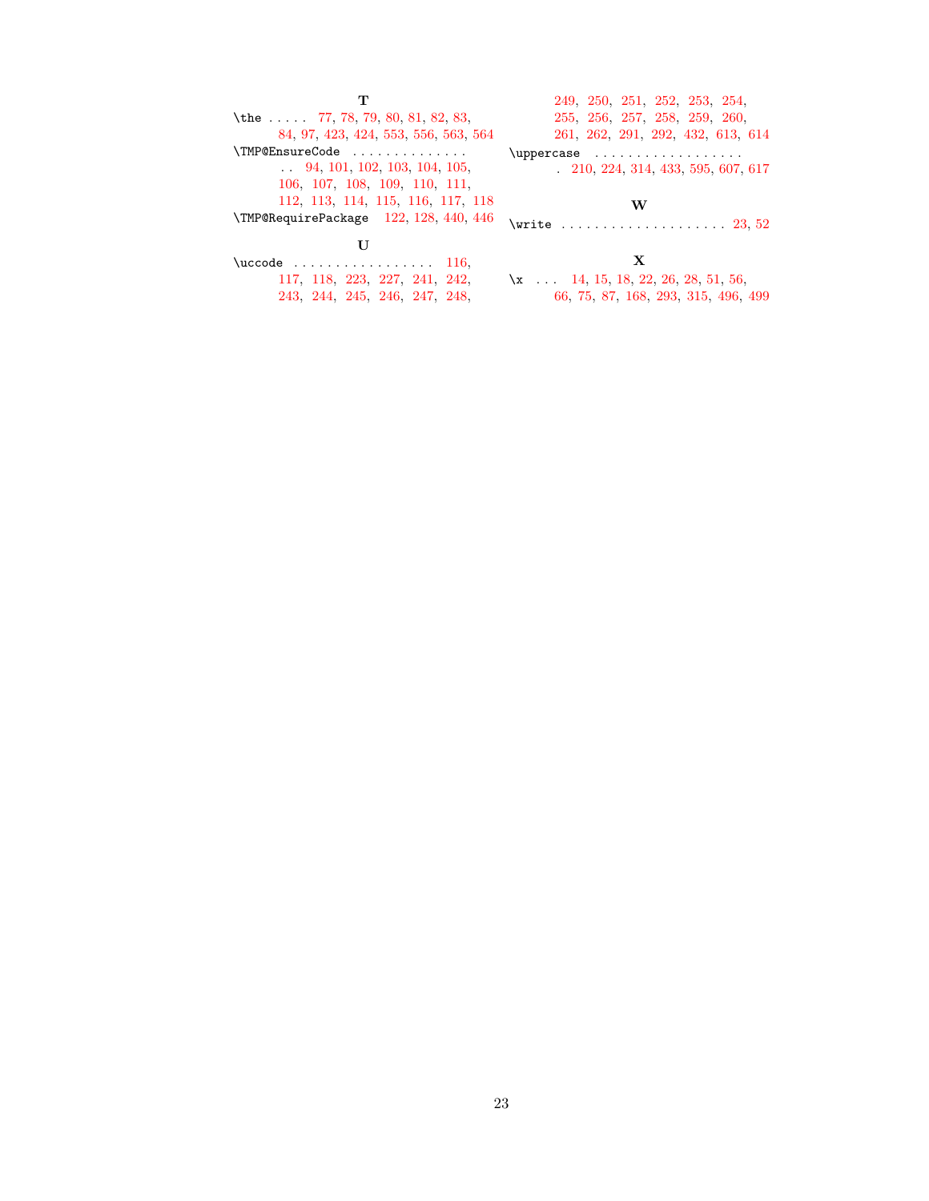**T**

\the . . . . . 77, 78, 79, 80, 81, 82, 83, 84, 97, 423, 424, 553, 556, 563, 564

\TMP@EnsureCode . . . . . . . . . . . . . . . . 94, 101, 102, 103, 104, 105, 106, 107, 108, 109, 110, 111, 112, 113, 114, 115, 116, 117, 118

\TMP@RequirePackage 122, 128, 440, 446

**U**

\uccode . . . . . . . . . . . . . . . . . 116, 117, 118, 223, 227, 241, 242, 243, 244, 245, 246, 247, 248, 249, 250, 251, 252, 253, 254, 255, 256, 257, 258, 259, 260, 261, 262, 291, 292, 432, 613, 614

\uppercase . . . . . . . . . . . . . . . . . . . 210, 224, 314, 433, 595, 607, 617

**W**

\write . . . . . . . . . . . . . . . . . . . . 23, 52

**X**

\x . . . 14, 15, 18, 22, 26, 28, 51, 56, 66, 75, 87, 168, 293, 315, 496, 499